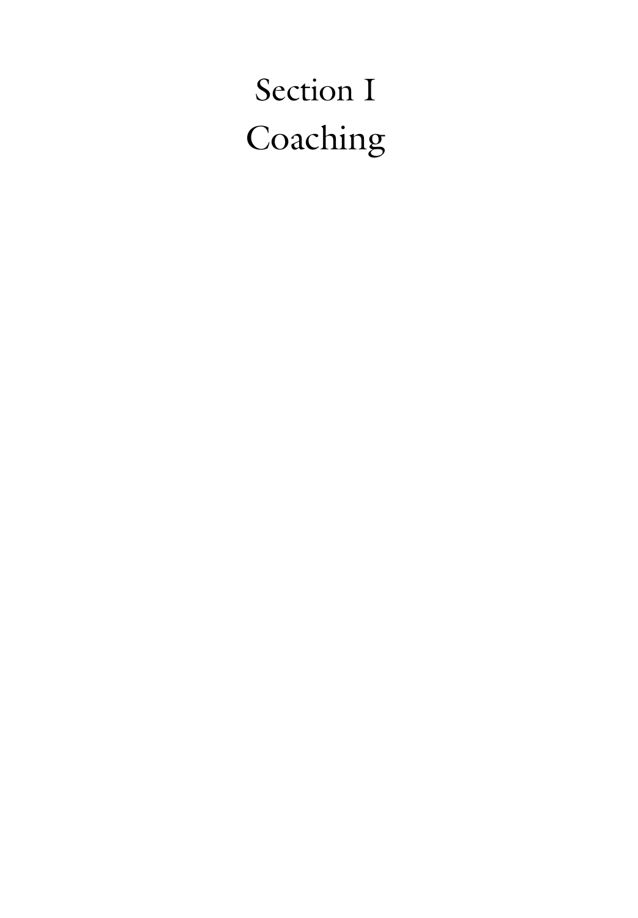# Section I
# Coaching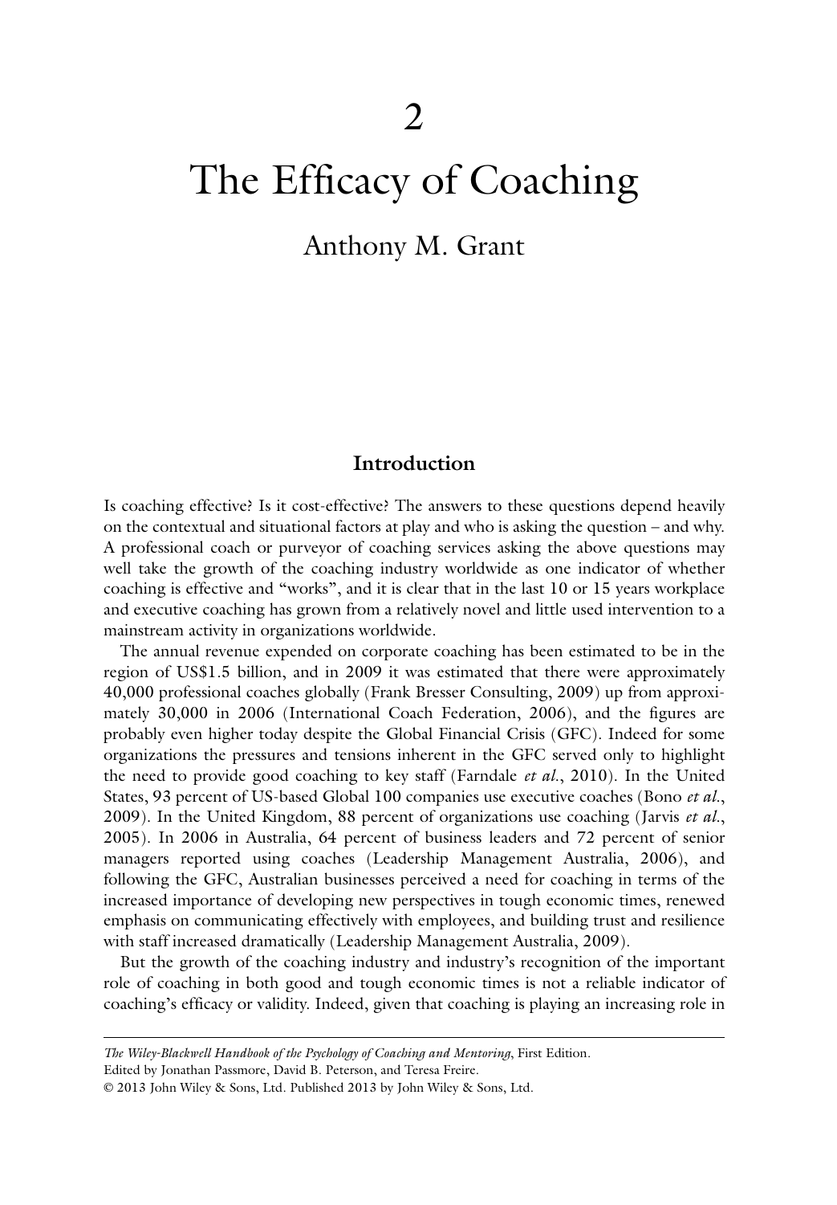# 2

# The Efficacy of Coaching

Anthony M. Grant

## Introduction

Is coaching effective? Is it cost-effective? The answers to these questions depend heavily on the contextual and situational factors at play and who is asking the question – and why. A professional coach or purveyor of coaching services asking the above questions may well take the growth of the coaching industry worldwide as one indicator of whether coaching is effective and "works", and it is clear that in the last 10 or 15 years workplace and executive coaching has grown from a relatively novel and little used intervention to a mainstream activity in organizations worldwide.

The annual revenue expended on corporate coaching has been estimated to be in the region of US$1.5 billion, and in 2009 it was estimated that there were approximately 40,000 professional coaches globally (Frank Bresser Consulting, 2009) up from approximately 30,000 in 2006 (International Coach Federation, 2006), and the figures are probably even higher today despite the Global Financial Crisis (GFC). Indeed for some organizations the pressures and tensions inherent in the GFC served only to highlight the need to provide good coaching to key staff (Farndale *et al.*, 2010). In the United States, 93 percent of US-based Global 100 companies use executive coaches (Bono *et al.*, 2009). In the United Kingdom, 88 percent of organizations use coaching (Jarvis *et al.*, 2005). In 2006 in Australia, 64 percent of business leaders and 72 percent of senior managers reported using coaches (Leadership Management Australia, 2006), and following the GFC, Australian businesses perceived a need for coaching in terms of the increased importance of developing new perspectives in tough economic times, renewed emphasis on communicating effectively with employees, and building trust and resilience with staff increased dramatically (Leadership Management Australia, 2009).

But the growth of the coaching industry and industry's recognition of the important role of coaching in both good and tough economic times is not a reliable indicator of coaching's efficacy or validity. Indeed, given that coaching is playing an increasing role in

---

*The Wiley-Blackwell Handbook of the Psychology of Coaching and Mentoring*, First Edition.
Edited by Jonathan Passmore, David B. Peterson, and Teresa Freire.
© 2013 John Wiley & Sons, Ltd. Published 2013 by John Wiley & Sons, Ltd.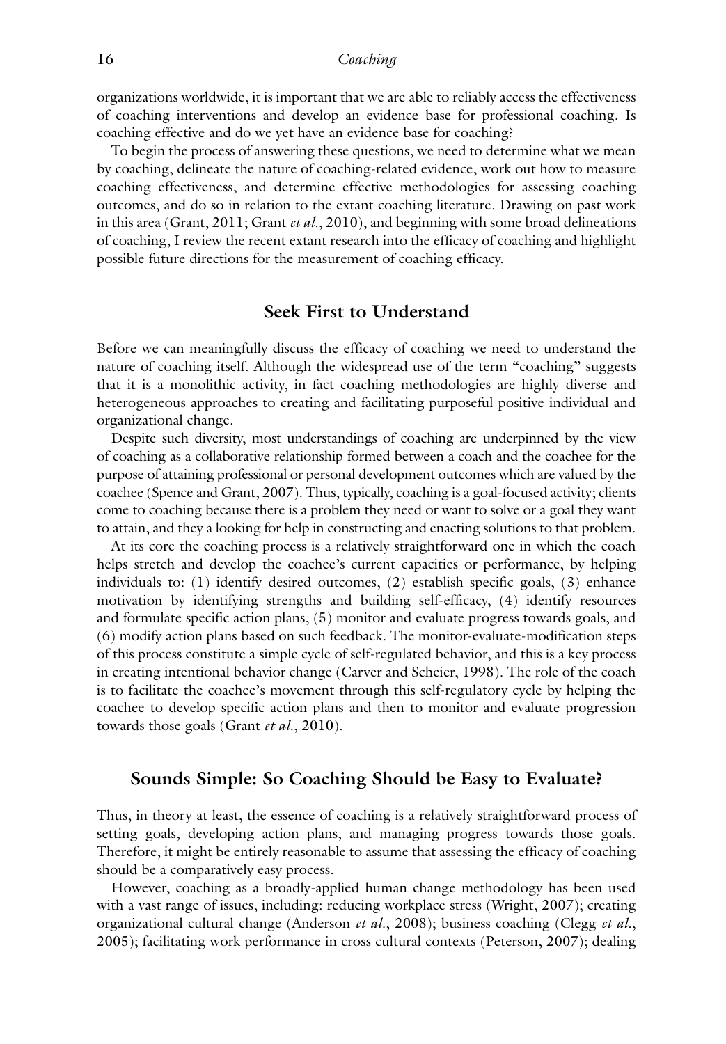organizations worldwide, it is important that we are able to reliably access the effectiveness of coaching interventions and develop an evidence base for professional coaching. Is coaching effective and do we yet have an evidence base for coaching?

To begin the process of answering these questions, we need to determine what we mean by coaching, delineate the nature of coaching-related evidence, work out how to measure coaching effectiveness, and determine effective methodologies for assessing coaching outcomes, and do so in relation to the extant coaching literature. Drawing on past work in this area (Grant, 2011; Grant *et al.*, 2010), and beginning with some broad delineations of coaching, I review the recent extant research into the efficacy of coaching and highlight possible future directions for the measurement of coaching efficacy.

## Seek First to Understand

Before we can meaningfully discuss the efficacy of coaching we need to understand the nature of coaching itself. Although the widespread use of the term "coaching" suggests that it is a monolithic activity, in fact coaching methodologies are highly diverse and heterogeneous approaches to creating and facilitating purposeful positive individual and organizational change.

Despite such diversity, most understandings of coaching are underpinned by the view of coaching as a collaborative relationship formed between a coach and the coachee for the purpose of attaining professional or personal development outcomes which are valued by the coachee (Spence and Grant, 2007). Thus, typically, coaching is a goal-focused activity; clients come to coaching because there is a problem they need or want to solve or a goal they want to attain, and they a looking for help in constructing and enacting solutions to that problem.

At its core the coaching process is a relatively straightforward one in which the coach helps stretch and develop the coachee's current capacities or performance, by helping individuals to: (1) identify desired outcomes, (2) establish specific goals, (3) enhance motivation by identifying strengths and building self-efficacy, (4) identify resources and formulate specific action plans, (5) monitor and evaluate progress towards goals, and (6) modify action plans based on such feedback. The monitor-evaluate-modification steps of this process constitute a simple cycle of self-regulated behavior, and this is a key process in creating intentional behavior change (Carver and Scheier, 1998). The role of the coach is to facilitate the coachee's movement through this self-regulatory cycle by helping the coachee to develop specific action plans and then to monitor and evaluate progression towards those goals (Grant *et al.*, 2010).

## Sounds Simple: So Coaching Should be Easy to Evaluate?

Thus, in theory at least, the essence of coaching is a relatively straightforward process of setting goals, developing action plans, and managing progress towards those goals. Therefore, it might be entirely reasonable to assume that assessing the efficacy of coaching should be a comparatively easy process.

However, coaching as a broadly-applied human change methodology has been used with a vast range of issues, including: reducing workplace stress (Wright, 2007); creating organizational cultural change (Anderson *et al.*, 2008); business coaching (Clegg *et al.*, 2005); facilitating work performance in cross cultural contexts (Peterson, 2007); dealing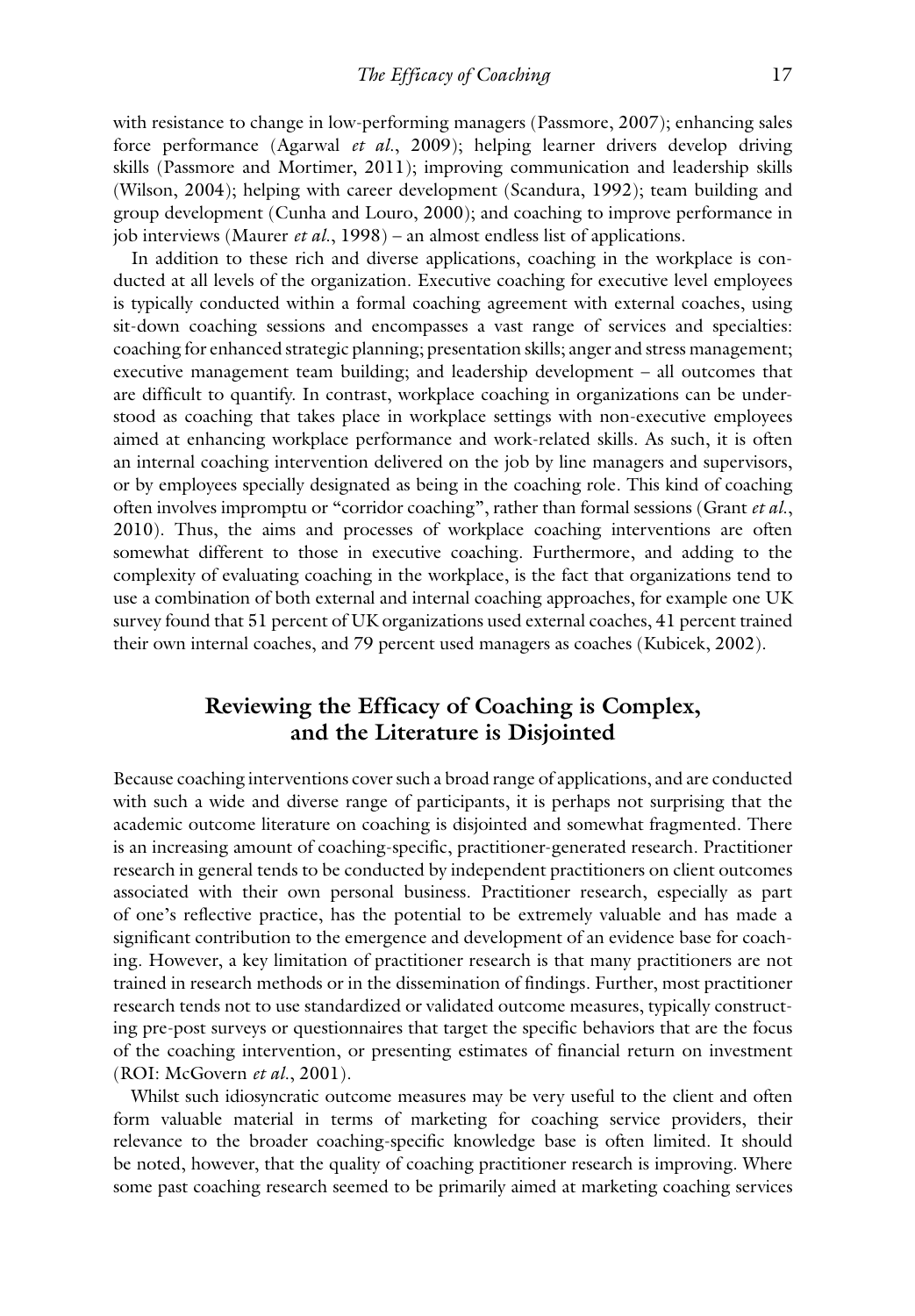with resistance to change in low-performing managers (Passmore, 2007); enhancing sales force performance (Agarwal *et al.*, 2009); helping learner drivers develop driving skills (Passmore and Mortimer, 2011); improving communication and leadership skills (Wilson, 2004); helping with career development (Scandura, 1992); team building and group development (Cunha and Louro, 2000); and coaching to improve performance in job interviews (Maurer *et al.*, 1998) – an almost endless list of applications.

In addition to these rich and diverse applications, coaching in the workplace is conducted at all levels of the organization. Executive coaching for executive level employees is typically conducted within a formal coaching agreement with external coaches, using sit-down coaching sessions and encompasses a vast range of services and specialties: coaching for enhanced strategic planning; presentation skills; anger and stress management; executive management team building; and leadership development – all outcomes that are difficult to quantify. In contrast, workplace coaching in organizations can be understood as coaching that takes place in workplace settings with non-executive employees aimed at enhancing workplace performance and work-related skills. As such, it is often an internal coaching intervention delivered on the job by line managers and supervisors, or by employees specially designated as being in the coaching role. This kind of coaching often involves impromptu or "corridor coaching", rather than formal sessions (Grant *et al.*, 2010). Thus, the aims and processes of workplace coaching interventions are often somewhat different to those in executive coaching. Furthermore, and adding to the complexity of evaluating coaching in the workplace, is the fact that organizations tend to use a combination of both external and internal coaching approaches, for example one UK survey found that 51 percent of UK organizations used external coaches, 41 percent trained their own internal coaches, and 79 percent used managers as coaches (Kubicek, 2002).

## Reviewing the Efficacy of Coaching is Complex, and the Literature is Disjointed

Because coaching interventions cover such a broad range of applications, and are conducted with such a wide and diverse range of participants, it is perhaps not surprising that the academic outcome literature on coaching is disjointed and somewhat fragmented. There is an increasing amount of coaching-specific, practitioner-generated research. Practitioner research in general tends to be conducted by independent practitioners on client outcomes associated with their own personal business. Practitioner research, especially as part of one's reflective practice, has the potential to be extremely valuable and has made a significant contribution to the emergence and development of an evidence base for coaching. However, a key limitation of practitioner research is that many practitioners are not trained in research methods or in the dissemination of findings. Further, most practitioner research tends not to use standardized or validated outcome measures, typically constructing pre-post surveys or questionnaires that target the specific behaviors that are the focus of the coaching intervention, or presenting estimates of financial return on investment (ROI: McGovern *et al.*, 2001).

Whilst such idiosyncratic outcome measures may be very useful to the client and often form valuable material in terms of marketing for coaching service providers, their relevance to the broader coaching-specific knowledge base is often limited. It should be noted, however, that the quality of coaching practitioner research is improving. Where some past coaching research seemed to be primarily aimed at marketing coaching services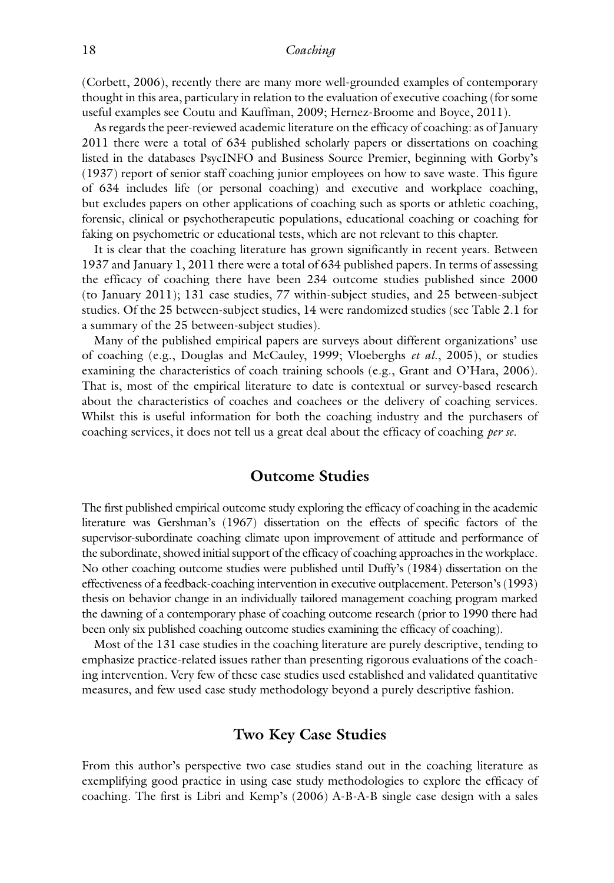(Corbett, 2006), recently there are many more well-grounded examples of contemporary thought in this area, particulary in relation to the evaluation of executive coaching (for some useful examples see Coutu and Kauffman, 2009; Hernez-Broome and Boyce, 2011).

As regards the peer-reviewed academic literature on the efficacy of coaching: as of January 2011 there were a total of 634 published scholarly papers or dissertations on coaching listed in the databases PsycINFO and Business Source Premier, beginning with Gorby's (1937) report of senior staff coaching junior employees on how to save waste. This figure of 634 includes life (or personal coaching) and executive and workplace coaching, but excludes papers on other applications of coaching such as sports or athletic coaching, forensic, clinical or psychotherapeutic populations, educational coaching or coaching for faking on psychometric or educational tests, which are not relevant to this chapter.

It is clear that the coaching literature has grown significantly in recent years. Between 1937 and January 1, 2011 there were a total of 634 published papers. In terms of assessing the efficacy of coaching there have been 234 outcome studies published since 2000 (to January 2011); 131 case studies, 77 within-subject studies, and 25 between-subject studies. Of the 25 between-subject studies, 14 were randomized studies (see Table 2.1 for a summary of the 25 between-subject studies).

Many of the published empirical papers are surveys about different organizations' use of coaching (e.g., Douglas and McCauley, 1999; Vloeberghs *et al.*, 2005), or studies examining the characteristics of coach training schools (e.g., Grant and O'Hara, 2006). That is, most of the empirical literature to date is contextual or survey-based research about the characteristics of coaches and coachees or the delivery of coaching services. Whilst this is useful information for both the coaching industry and the purchasers of coaching services, it does not tell us a great deal about the efficacy of coaching *per se*.

## Outcome Studies

The first published empirical outcome study exploring the efficacy of coaching in the academic literature was Gershman's (1967) dissertation on the effects of specific factors of the supervisor-subordinate coaching climate upon improvement of attitude and performance of the subordinate, showed initial support of the efficacy of coaching approaches in the workplace. No other coaching outcome studies were published until Duffy's (1984) dissertation on the effectiveness of a feedback-coaching intervention in executive outplacement. Peterson's (1993) thesis on behavior change in an individually tailored management coaching program marked the dawning of a contemporary phase of coaching outcome research (prior to 1990 there had been only six published coaching outcome studies examining the efficacy of coaching).

Most of the 131 case studies in the coaching literature are purely descriptive, tending to emphasize practice-related issues rather than presenting rigorous evaluations of the coaching intervention. Very few of these case studies used established and validated quantitative measures, and few used case study methodology beyond a purely descriptive fashion.

## Two Key Case Studies

From this author's perspective two case studies stand out in the coaching literature as exemplifying good practice in using case study methodologies to explore the efficacy of coaching. The first is Libri and Kemp's (2006) A-B-A-B single case design with a sales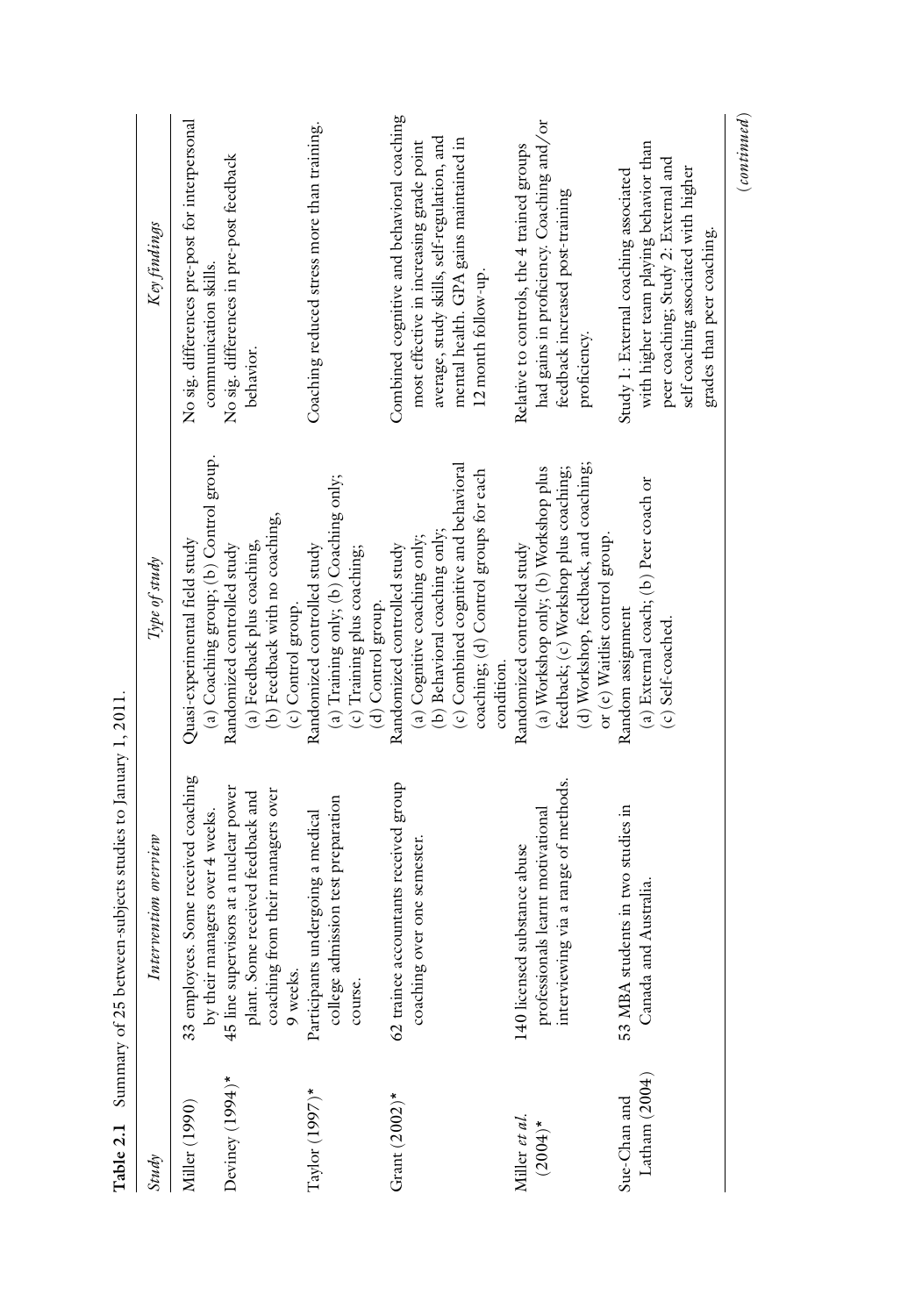**Table 2.1** Summary of 25 between-subjects studies to January 1, 2011.

| *Study* | *Intervention overview* | *Type of study* | *Key findings* |
|---|---|---|---|
| Miller (1990) | 33 employees. Some received coaching by their managers over 4 weeks. | Quasi-experimental field study (a) Coaching group; (b) Control group. | No sig. differences pre-post for interpersonal communication skills. |
| Deviney (1994)* | 45 line supervisors at a nuclear power plant. Some received feedback and coaching from their managers over 9 weeks. | Randomized controlled study (a) Feedback plus coaching, (b) Feedback with no coaching, (c) Control group. | No sig. differences in pre-post feedback behavior. |
| Taylor (1997)* | Participants undergoing a medical college admission test preparation course. | Randomized controlled study (a) Training only; (b) Coaching only; (c) Training plus coaching; (d) Control group. | Coaching reduced stress more than training. |
| Grant (2002)* | 62 trainee accountants received group coaching over one semester. | Randomized controlled study (a) Cognitive coaching only; (b) Behavioral coaching only; (c) Combined cognitive and behavioral coaching; (d) Control groups for each condition. | Combined cognitive and behavioral coaching most effective in increasing grade point average, study skills, self-regulation, and mental health. GPA gains maintained in 12 month follow-up. |
| Miller *et al.* (2004)* | 140 licensed substance abuse professionals learnt motivational interviewing via a range of methods. | Randomized controlled study (a) Workshop only; (b) Workshop plus feedback; (c) Workshop plus coaching; (d) Workshop, feedback, and coaching; or (e) Waitlist control group. | Relative to controls, the 4 trained groups had gains in proficiency. Coaching and/or feedback increased post-training proficiency. |
| Sue-Chan and Latham (2004) | 53 MBA students in two studies in Canada and Australia. | Random assignment (a) External coach; (b) Peer coach or (c) Self-coached. | Study 1: External coaching associated with higher team playing behavior than peer coaching; Study 2: External and self coaching associated with higher grades than peer coaching. |

(*continued*)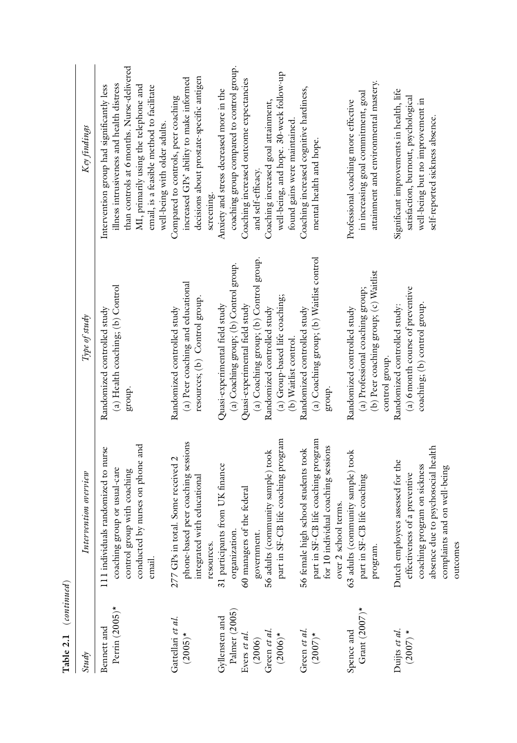**Table 2.1** (*continued*)

| *Study* | *Intervention overview* | *Type of study* | *Key findings* |
|---|---|---|---|
| Bennett and Perrin (2005)* | 111 individuals randomized to nurse coaching group or usual-care control group with coaching conducted by nurses on phone and email. | Randomized controlled study (a) Health coaching; (b) Control group. | Intervention group had significantly less illness intrusiveness and health distress than controls at 6 months. Nurse-delivered MI, primarily using the telephone and email, is a feasible method to facilitate well-being with older adults. |
| Gattellari *et al.* (2005)* | 277 GPs in total. Some received 2 phone-based peer coaching sessions integrated with educational resources. | Randomized controlled study (a) Peer coaching and educational resources; (b) Control group. | Compared to controls, peer coaching increased GPs' ability to make informed decisions about prostate-specific antigen screening. |
| Gyllensten and Palmer (2005) | 31 participants from UK finance organization. | Quasi-experimental field study (a) Coaching group; (b) Control group. | Anxiety and stress decreased more in the coaching group compared to control group. |
| Evers *et al.* (2006) | 60 managers of the federal government. | Quasi-experimental field study (a) Coaching group; (b) Control group. | Coaching increased outcome expectancies and self-efficacy. |
| Green *et al.* (2006)* | 56 adults (community sample) took part in SF-CB life coaching program | Randomized controlled study (a) Group-based life coaching; (b) Waitlist control. | Coaching increased goal attainment, well-being, and hope. 30-week follow-up found gains were maintained. |
| Green *et al.* (2007)* | 56 female high school students took part in SF-CB life coaching program for 10 individual coaching sessions over 2 school terms. | Randomized controlled study (a) Coaching group; (b) Waitlist control group. | Coaching increased cognitive hardiness, mental health and hope. |
| Spence and Grant (2007)* | 63 adults (community sample) took part in SF-CB life coaching program. | Randomized controlled study (a) Professional coaching group; (b) Peer coaching group; (c) Waitlist control group. | Professional coaching more effective in increasing goal commitment, goal attainment and environmental mastery. |
| Duijts *et al.* (2007) * | Dutch employees assessed for the effectiveness of a preventive coaching program on sickness absence due to psychosocial health complaints and on well-being outcomes | Randomized controlled study: (a) 6 month course of preventive coaching; (b) control group. | Significant improvements in health, life satisfaction, burnout, psychological well-being but no improvement in self-reported sickness absence. |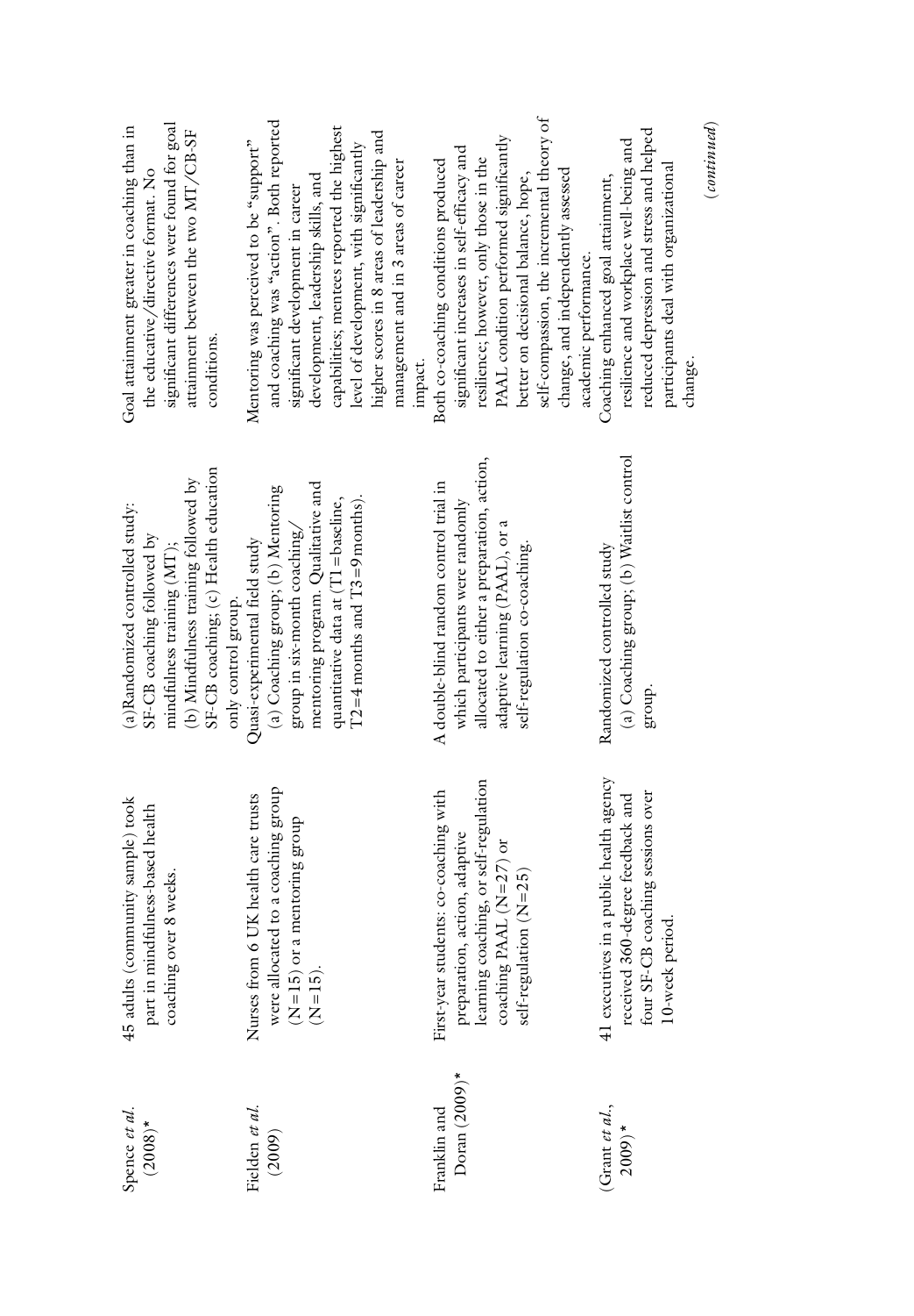| | | | |
|---|---|---|---|
| Spence *et al.* (2008)* | 45 adults (community sample) took part in mindfulness-based health coaching over 8 weeks. | (a)Randomized controlled study: SF-CB coaching followed by mindfulness training (MT); (b) Mindfulness training followed by SF-CB coaching; (c) Health education only control group. | Goal attainment greater in coaching than in the educative/directive format. No significant differences were found for goal attainment between the two MT/CB-SF conditions. |
| Fielden *et al.* (2009) | Nurses from 6 UK health care trusts were allocated to a coaching group (N=15) or a mentoring group (N=15). | Quasi-experimental field study (a) Coaching group; (b) Mentoring group in six-month coaching/mentoring program. Qualitative and quantitative data at (T1=baseline, T2=4 months and T3=9 months). | Mentoring was perceived to be "support" and coaching was "action". Both reported significant development in career development, leadership skills, and capabilities; mentees reported the highest level of development, with significantly higher scores in 8 areas of leadership and management and in 3 areas of career impact. |
| Franklin and Doran (2009)* | First-year students: co-coaching with preparation, action, adaptive learning coaching, or self-regulation coaching PAAL (N=27) or self-regulation (N=25) | A double-blind random control trial in which participants were randomly allocated to either a preparation, action, adaptive learning (PAAL), or a self-regulation co-coaching. | Both co-coaching conditions produced significant increases in self-efficacy and resilience; however, only those in the PAAL condition performed significantly better on decisional balance, hope, self-compassion, the incremental theory of change, and independently assessed academic performance. |
| (Grant *et al.*, 2009)* | 41 executives in a public health agency received 360-degree feedback and four SF-CB coaching sessions over 10-week period. | Randomized controlled study (a) Coaching group; (b) Waitlist control group. | Coaching enhanced goal attainment, resilience and workplace well-being and reduced depression and stress and helped participants deal with organizational change. |

(*continued*)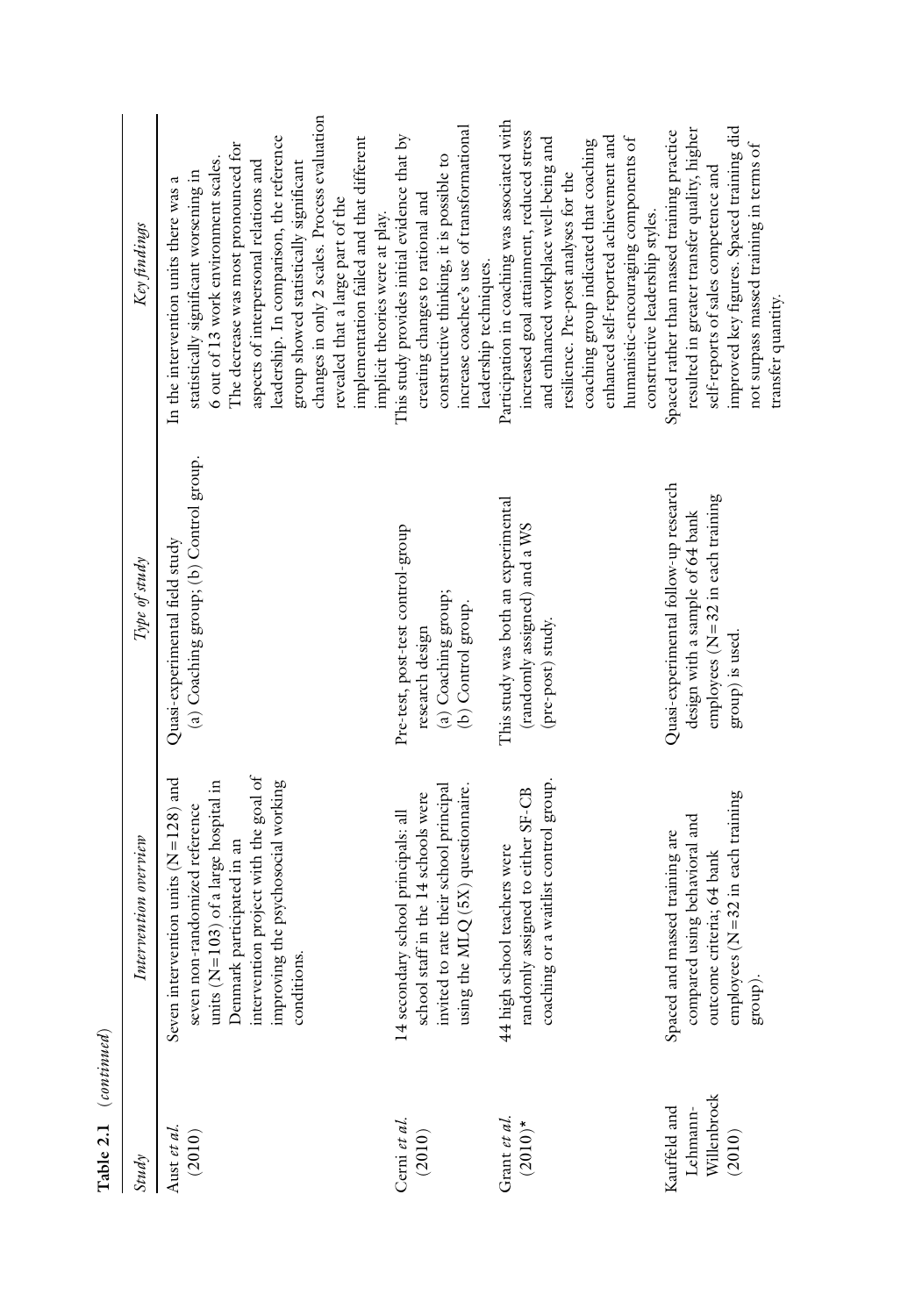**Table 2.1** (*continued*)

| Study | Intervention overview | Type of study | Key findings |
|---|---|---|---|
| Aust *et al.* (2010) | Seven intervention units (N=128) and seven non-randomized reference units (N=103) of a large hospital in Denmark participated in an intervention project with the goal of improving the psychosocial working conditions. | Quasi-experimental field study (a) Coaching group; (b) Control group. | In the intervention units there was a statistically significant worsening in 6 out of 13 work environment scales. The decrease was most pronounced for aspects of interpersonal relations and leadership. In comparison, the reference group showed statistically significant changes in only 2 scales. Process evaluation revealed that a large part of the implementation failed and that different implicit theories were at play. |
| Cerni *et al.* (2010) | 14 secondary school principals: all school staff in the 14 schools were invited to rate their school principal using the MLQ (5X) questionnaire. | Pre-test, post-test control-group research design (a) Coaching group; (b) Control group. | This study provides initial evidence that by creating changes to rational and constructive thinking, it is possible to increase coachee's use of transformational leadership techniques. |
| Grant *et al.* (2010)* | 44 high school teachers were randomly assigned to either SF-CB coaching or a waitlist control group. | This study was both an experimental (randomly assigned) and a WS (pre-post) study. | Participation in coaching was associated with increased goal attainment, reduced stress and enhanced workplace well-being and resilience. Pre-post analyses for the coaching group indicated that coaching enhanced self-reported achievement and humanistic-encouraging components of constructive leadership styles. |
| Kauffeld and Lehmann-Willenbrock (2010) | Spaced and massed training are compared using behavioral and outcome criteria; 64 bank employees (N=32 in each training group). | Quasi-experimental follow-up research design with a sample of 64 bank employees (N=32 in each training group) is used. | Spaced rather than massed training practice resulted in greater transfer quality, higher self-reports of sales competence and improved key figures. Spaced training did not surpass massed training in terms of transfer quantity. |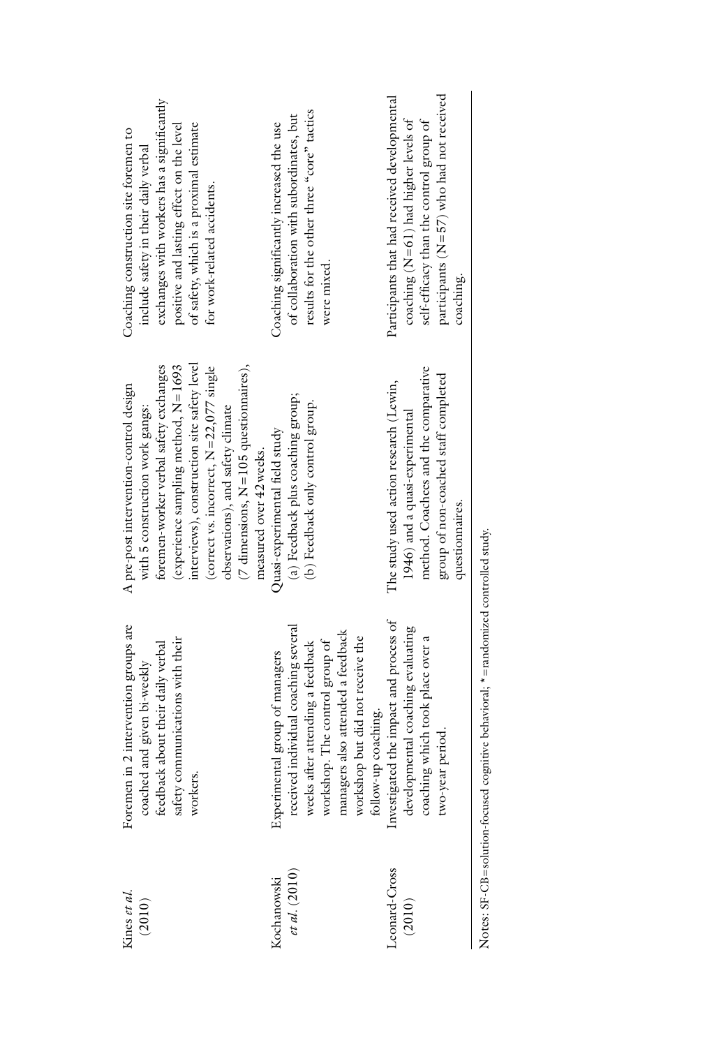| | | | |
|---|---|---|---|
| Kines *et al.* (2010) | Foremen in 2 intervention groups are coached and given bi-weekly feedback about their daily verbal safety communications with their workers. | A pre-post intervention-control design with 5 construction work gangs: foremen-worker verbal safety exchanges (experience sampling method, N=1693 interviews), construction site safety level (correct vs. incorrect, N=22,077 single observations), and safety climate (7 dimensions, N=105 questionnaires), measured over 42 weeks. | Coaching construction site foremen to include safety in their daily verbal exchanges with workers has a significantly positive and lasting effect on the level of safety, which is a proximal estimate for work-related accidents. |
| Kochanowski *et al.* (2010) | Experimental group of managers received individual coaching several weeks after attending a feedback workshop. The control group of managers also attended a feedback workshop but did not receive the follow-up coaching. | Quasi-experimental field study (a) Feedback plus coaching group; (b) Feedback only control group. | Coaching significantly increased the use of collaboration with subordinates, but results for the other three "core" tactics were mixed. |
| Leonard-Cross (2010) | Investigated the impact and process of developmental coaching evaluating coaching which took place over a two-year period. | The study used action research (Lewin, 1946) and a quasi-experimental method. Coachees and the comparative group of non-coached staff completed questionnaires. | Participants that had received developmental coaching (N=61) had higher levels of self-efficacy than the control group of participants (N=57) who had not received coaching. |

Notes: SF-CB=solution-focused cognitive behavioral; *=randomized controlled study.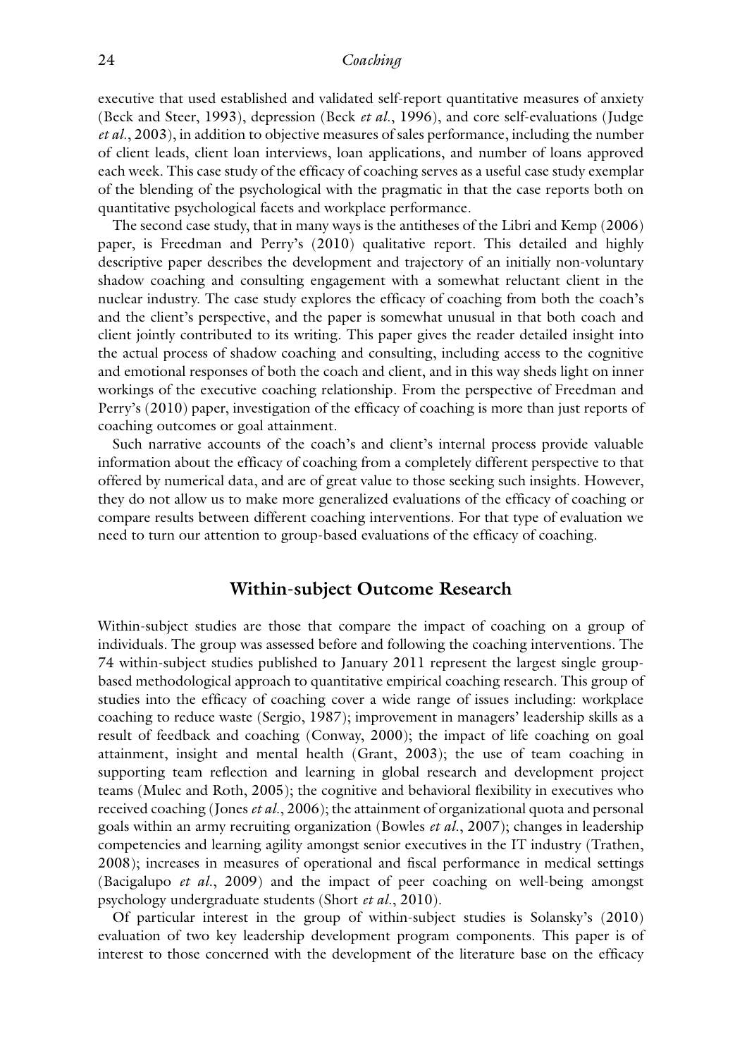executive that used established and validated self-report quantitative measures of anxiety (Beck and Steer, 1993), depression (Beck *et al.*, 1996), and core self-evaluations (Judge *et al.*, 2003), in addition to objective measures of sales performance, including the number of client leads, client loan interviews, loan applications, and number of loans approved each week. This case study of the efficacy of coaching serves as a useful case study exemplar of the blending of the psychological with the pragmatic in that the case reports both on quantitative psychological facets and workplace performance.

The second case study, that in many ways is the antitheses of the Libri and Kemp (2006) paper, is Freedman and Perry's (2010) qualitative report. This detailed and highly descriptive paper describes the development and trajectory of an initially non-voluntary shadow coaching and consulting engagement with a somewhat reluctant client in the nuclear industry. The case study explores the efficacy of coaching from both the coach's and the client's perspective, and the paper is somewhat unusual in that both coach and client jointly contributed to its writing. This paper gives the reader detailed insight into the actual process of shadow coaching and consulting, including access to the cognitive and emotional responses of both the coach and client, and in this way sheds light on inner workings of the executive coaching relationship. From the perspective of Freedman and Perry's (2010) paper, investigation of the efficacy of coaching is more than just reports of coaching outcomes or goal attainment.

Such narrative accounts of the coach's and client's internal process provide valuable information about the efficacy of coaching from a completely different perspective to that offered by numerical data, and are of great value to those seeking such insights. However, they do not allow us to make more generalized evaluations of the efficacy of coaching or compare results between different coaching interventions. For that type of evaluation we need to turn our attention to group-based evaluations of the efficacy of coaching.

## Within-subject Outcome Research

Within-subject studies are those that compare the impact of coaching on a group of individuals. The group was assessed before and following the coaching interventions. The 74 within-subject studies published to January 2011 represent the largest single group-based methodological approach to quantitative empirical coaching research. This group of studies into the efficacy of coaching cover a wide range of issues including: workplace coaching to reduce waste (Sergio, 1987); improvement in managers' leadership skills as a result of feedback and coaching (Conway, 2000); the impact of life coaching on goal attainment, insight and mental health (Grant, 2003); the use of team coaching in supporting team reflection and learning in global research and development project teams (Mulec and Roth, 2005); the cognitive and behavioral flexibility in executives who received coaching (Jones *et al.*, 2006); the attainment of organizational quota and personal goals within an army recruiting organization (Bowles *et al.*, 2007); changes in leadership competencies and learning agility amongst senior executives in the IT industry (Trathen, 2008); increases in measures of operational and fiscal performance in medical settings (Bacigalupo *et al.*, 2009) and the impact of peer coaching on well-being amongst psychology undergraduate students (Short *et al.*, 2010).

Of particular interest in the group of within-subject studies is Solansky's (2010) evaluation of two key leadership development program components. This paper is of interest to those concerned with the development of the literature base on the efficacy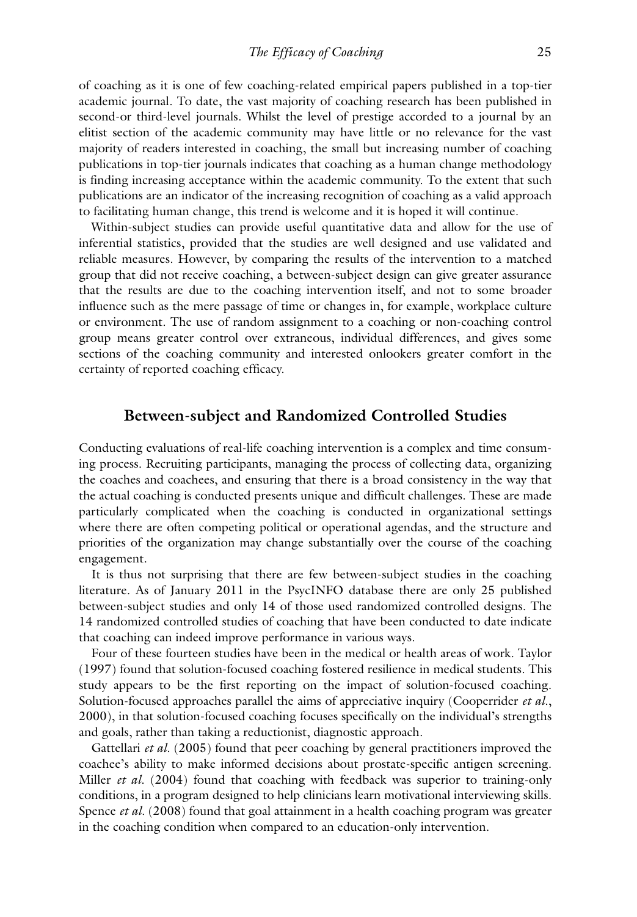of coaching as it is one of few coaching-related empirical papers published in a top-tier academic journal. To date, the vast majority of coaching research has been published in second-or third-level journals. Whilst the level of prestige accorded to a journal by an elitist section of the academic community may have little or no relevance for the vast majority of readers interested in coaching, the small but increasing number of coaching publications in top-tier journals indicates that coaching as a human change methodology is finding increasing acceptance within the academic community. To the extent that such publications are an indicator of the increasing recognition of coaching as a valid approach to facilitating human change, this trend is welcome and it is hoped it will continue.

Within-subject studies can provide useful quantitative data and allow for the use of inferential statistics, provided that the studies are well designed and use validated and reliable measures. However, by comparing the results of the intervention to a matched group that did not receive coaching, a between-subject design can give greater assurance that the results are due to the coaching intervention itself, and not to some broader influence such as the mere passage of time or changes in, for example, workplace culture or environment. The use of random assignment to a coaching or non-coaching control group means greater control over extraneous, individual differences, and gives some sections of the coaching community and interested onlookers greater comfort in the certainty of reported coaching efficacy.

## Between-subject and Randomized Controlled Studies

Conducting evaluations of real-life coaching intervention is a complex and time consuming process. Recruiting participants, managing the process of collecting data, organizing the coaches and coachees, and ensuring that there is a broad consistency in the way that the actual coaching is conducted presents unique and difficult challenges. These are made particularly complicated when the coaching is conducted in organizational settings where there are often competing political or operational agendas, and the structure and priorities of the organization may change substantially over the course of the coaching engagement.

It is thus not surprising that there are few between-subject studies in the coaching literature. As of January 2011 in the PsycINFO database there are only 25 published between-subject studies and only 14 of those used randomized controlled designs. The 14 randomized controlled studies of coaching that have been conducted to date indicate that coaching can indeed improve performance in various ways.

Four of these fourteen studies have been in the medical or health areas of work. Taylor (1997) found that solution-focused coaching fostered resilience in medical students. This study appears to be the first reporting on the impact of solution-focused coaching. Solution-focused approaches parallel the aims of appreciative inquiry (Cooperrider *et al.*, 2000), in that solution-focused coaching focuses specifically on the individual's strengths and goals, rather than taking a reductionist, diagnostic approach.

Gattellari *et al.* (2005) found that peer coaching by general practitioners improved the coachee's ability to make informed decisions about prostate-specific antigen screening. Miller *et al.* (2004) found that coaching with feedback was superior to training-only conditions, in a program designed to help clinicians learn motivational interviewing skills. Spence *et al.* (2008) found that goal attainment in a health coaching program was greater in the coaching condition when compared to an education-only intervention.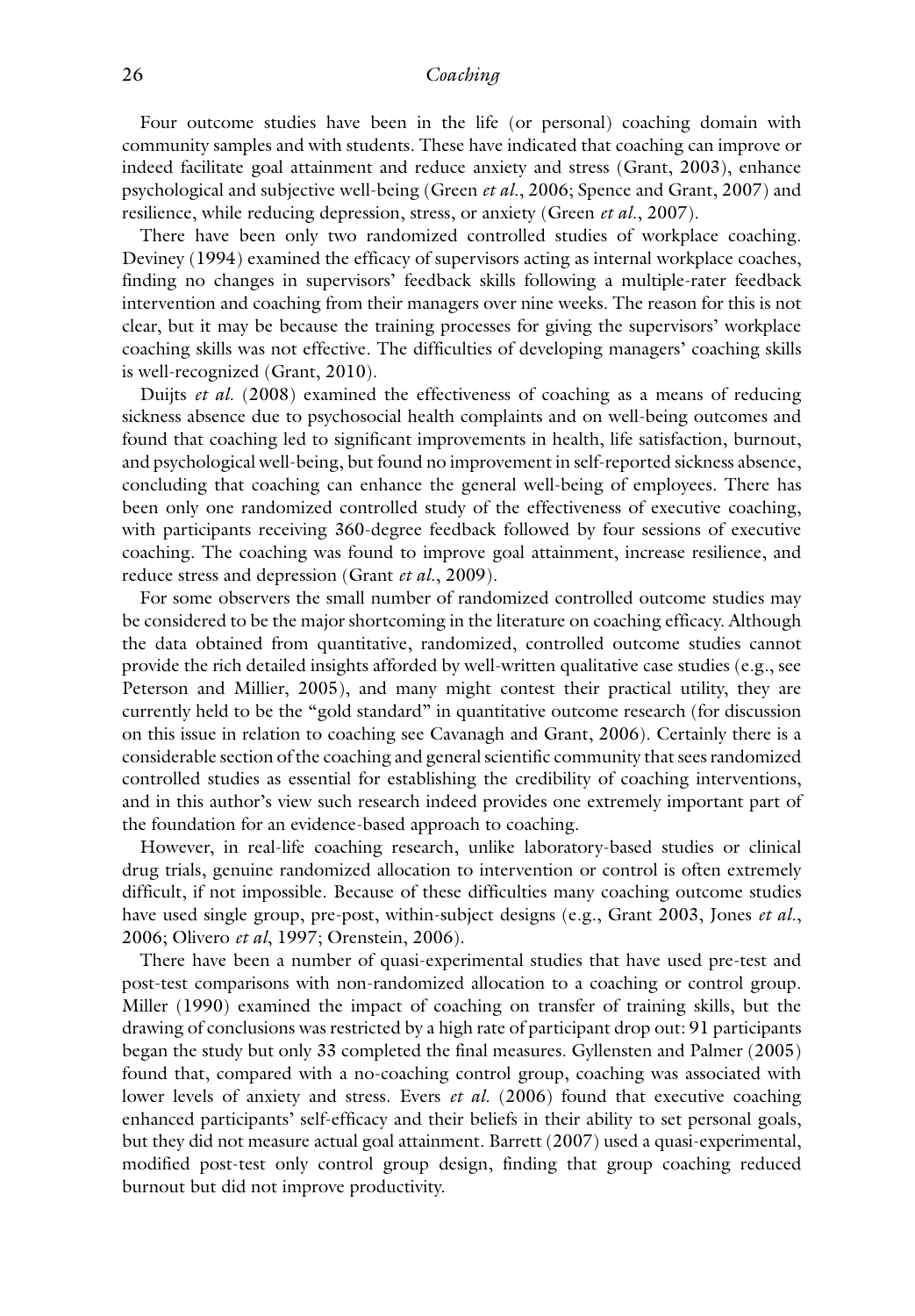Four outcome studies have been in the life (or personal) coaching domain with community samples and with students. These have indicated that coaching can improve or indeed facilitate goal attainment and reduce anxiety and stress (Grant, 2003), enhance psychological and subjective well-being (Green *et al.*, 2006; Spence and Grant, 2007) and resilience, while reducing depression, stress, or anxiety (Green *et al.*, 2007).

There have been only two randomized controlled studies of workplace coaching. Deviney (1994) examined the efficacy of supervisors acting as internal workplace coaches, finding no changes in supervisors' feedback skills following a multiple-rater feedback intervention and coaching from their managers over nine weeks. The reason for this is not clear, but it may be because the training processes for giving the supervisors' workplace coaching skills was not effective. The difficulties of developing managers' coaching skills is well-recognized (Grant, 2010).

Duijts *et al.* (2008) examined the effectiveness of coaching as a means of reducing sickness absence due to psychosocial health complaints and on well-being outcomes and found that coaching led to significant improvements in health, life satisfaction, burnout, and psychological well-being, but found no improvement in self-reported sickness absence, concluding that coaching can enhance the general well-being of employees. There has been only one randomized controlled study of the effectiveness of executive coaching, with participants receiving 360-degree feedback followed by four sessions of executive coaching. The coaching was found to improve goal attainment, increase resilience, and reduce stress and depression (Grant *et al.*, 2009).

For some observers the small number of randomized controlled outcome studies may be considered to be the major shortcoming in the literature on coaching efficacy. Although the data obtained from quantitative, randomized, controlled outcome studies cannot provide the rich detailed insights afforded by well-written qualitative case studies (e.g., see Peterson and Millier, 2005), and many might contest their practical utility, they are currently held to be the "gold standard" in quantitative outcome research (for discussion on this issue in relation to coaching see Cavanagh and Grant, 2006). Certainly there is a considerable section of the coaching and general scientific community that sees randomized controlled studies as essential for establishing the credibility of coaching interventions, and in this author's view such research indeed provides one extremely important part of the foundation for an evidence-based approach to coaching.

However, in real-life coaching research, unlike laboratory-based studies or clinical drug trials, genuine randomized allocation to intervention or control is often extremely difficult, if not impossible. Because of these difficulties many coaching outcome studies have used single group, pre-post, within-subject designs (e.g., Grant 2003, Jones *et al.*, 2006; Olivero *et al*, 1997; Orenstein, 2006).

There have been a number of quasi-experimental studies that have used pre-test and post-test comparisons with non-randomized allocation to a coaching or control group. Miller (1990) examined the impact of coaching on transfer of training skills, but the drawing of conclusions was restricted by a high rate of participant drop out: 91 participants began the study but only 33 completed the final measures. Gyllensten and Palmer (2005) found that, compared with a no-coaching control group, coaching was associated with lower levels of anxiety and stress. Evers *et al.* (2006) found that executive coaching enhanced participants' self-efficacy and their beliefs in their ability to set personal goals, but they did not measure actual goal attainment. Barrett (2007) used a quasi-experimental, modified post-test only control group design, finding that group coaching reduced burnout but did not improve productivity.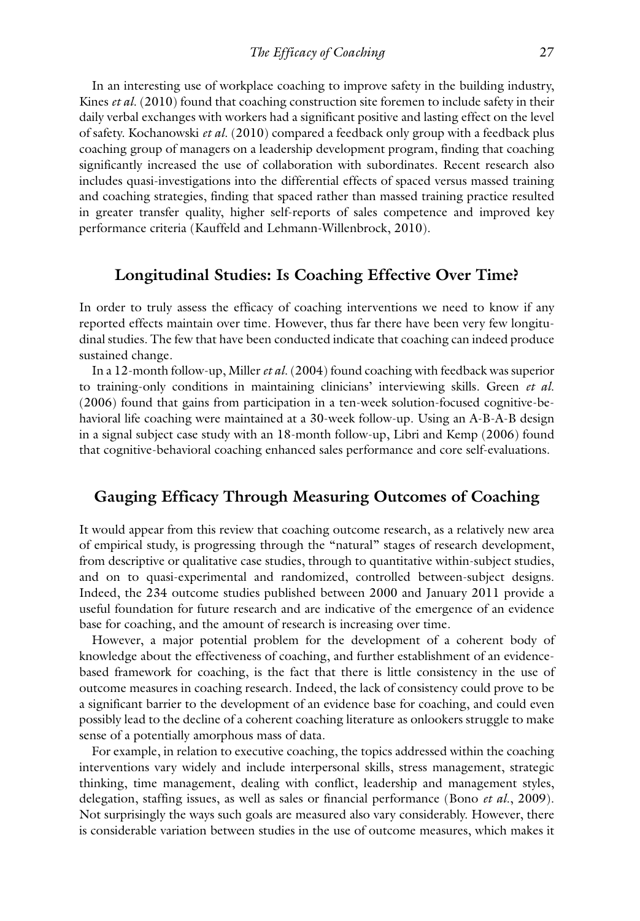In an interesting use of workplace coaching to improve safety in the building industry, Kines *et al.* (2010) found that coaching construction site foremen to include safety in their daily verbal exchanges with workers had a significant positive and lasting effect on the level of safety. Kochanowski *et al.* (2010) compared a feedback only group with a feedback plus coaching group of managers on a leadership development program, finding that coaching significantly increased the use of collaboration with subordinates. Recent research also includes quasi-investigations into the differential effects of spaced versus massed training and coaching strategies, finding that spaced rather than massed training practice resulted in greater transfer quality, higher self-reports of sales competence and improved key performance criteria (Kauffeld and Lehmann-Willenbrock, 2010).

## Longitudinal Studies: Is Coaching Effective Over Time?

In order to truly assess the efficacy of coaching interventions we need to know if any reported effects maintain over time. However, thus far there have been very few longitudinal studies. The few that have been conducted indicate that coaching can indeed produce sustained change.

In a 12-month follow-up, Miller *et al.* (2004) found coaching with feedback was superior to training-only conditions in maintaining clinicians' interviewing skills. Green *et al.* (2006) found that gains from participation in a ten-week solution-focused cognitive-behavioral life coaching were maintained at a 30-week follow-up. Using an A-B-A-B design in a signal subject case study with an 18-month follow-up, Libri and Kemp (2006) found that cognitive-behavioral coaching enhanced sales performance and core self-evaluations.

## Gauging Efficacy Through Measuring Outcomes of Coaching

It would appear from this review that coaching outcome research, as a relatively new area of empirical study, is progressing through the "natural" stages of research development, from descriptive or qualitative case studies, through to quantitative within-subject studies, and on to quasi-experimental and randomized, controlled between-subject designs. Indeed, the 234 outcome studies published between 2000 and January 2011 provide a useful foundation for future research and are indicative of the emergence of an evidence base for coaching, and the amount of research is increasing over time.

However, a major potential problem for the development of a coherent body of knowledge about the effectiveness of coaching, and further establishment of an evidence-based framework for coaching, is the fact that there is little consistency in the use of outcome measures in coaching research. Indeed, the lack of consistency could prove to be a significant barrier to the development of an evidence base for coaching, and could even possibly lead to the decline of a coherent coaching literature as onlookers struggle to make sense of a potentially amorphous mass of data.

For example, in relation to executive coaching, the topics addressed within the coaching interventions vary widely and include interpersonal skills, stress management, strategic thinking, time management, dealing with conflict, leadership and management styles, delegation, staffing issues, as well as sales or financial performance (Bono *et al.*, 2009). Not surprisingly the ways such goals are measured also vary considerably. However, there is considerable variation between studies in the use of outcome measures, which makes it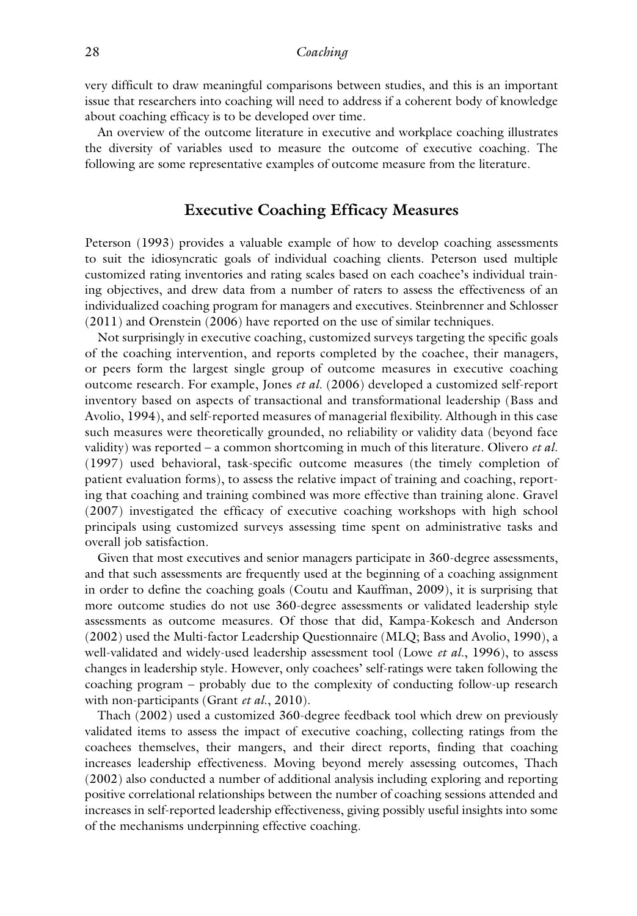very difficult to draw meaningful comparisons between studies, and this is an important issue that researchers into coaching will need to address if a coherent body of knowledge about coaching efficacy is to be developed over time.

An overview of the outcome literature in executive and workplace coaching illustrates the diversity of variables used to measure the outcome of executive coaching. The following are some representative examples of outcome measure from the literature.

## Executive Coaching Efficacy Measures

Peterson (1993) provides a valuable example of how to develop coaching assessments to suit the idiosyncratic goals of individual coaching clients. Peterson used multiple customized rating inventories and rating scales based on each coachee's individual training objectives, and drew data from a number of raters to assess the effectiveness of an individualized coaching program for managers and executives. Steinbrenner and Schlosser (2011) and Orenstein (2006) have reported on the use of similar techniques.

Not surprisingly in executive coaching, customized surveys targeting the specific goals of the coaching intervention, and reports completed by the coachee, their managers, or peers form the largest single group of outcome measures in executive coaching outcome research. For example, Jones *et al.* (2006) developed a customized self-report inventory based on aspects of transactional and transformational leadership (Bass and Avolio, 1994), and self-reported measures of managerial flexibility. Although in this case such measures were theoretically grounded, no reliability or validity data (beyond face validity) was reported – a common shortcoming in much of this literature. Olivero *et al.* (1997) used behavioral, task-specific outcome measures (the timely completion of patient evaluation forms), to assess the relative impact of training and coaching, reporting that coaching and training combined was more effective than training alone. Gravel (2007) investigated the efficacy of executive coaching workshops with high school principals using customized surveys assessing time spent on administrative tasks and overall job satisfaction.

Given that most executives and senior managers participate in 360-degree assessments, and that such assessments are frequently used at the beginning of a coaching assignment in order to define the coaching goals (Coutu and Kauffman, 2009), it is surprising that more outcome studies do not use 360-degree assessments or validated leadership style assessments as outcome measures. Of those that did, Kampa-Kokesch and Anderson (2002) used the Multi-factor Leadership Questionnaire (MLQ; Bass and Avolio, 1990), a well-validated and widely-used leadership assessment tool (Lowe *et al.*, 1996), to assess changes in leadership style. However, only coachees' self-ratings were taken following the coaching program – probably due to the complexity of conducting follow-up research with non-participants (Grant *et al.*, 2010).

Thach (2002) used a customized 360-degree feedback tool which drew on previously validated items to assess the impact of executive coaching, collecting ratings from the coachees themselves, their mangers, and their direct reports, finding that coaching increases leadership effectiveness. Moving beyond merely assessing outcomes, Thach (2002) also conducted a number of additional analysis including exploring and reporting positive correlational relationships between the number of coaching sessions attended and increases in self-reported leadership effectiveness, giving possibly useful insights into some of the mechanisms underpinning effective coaching.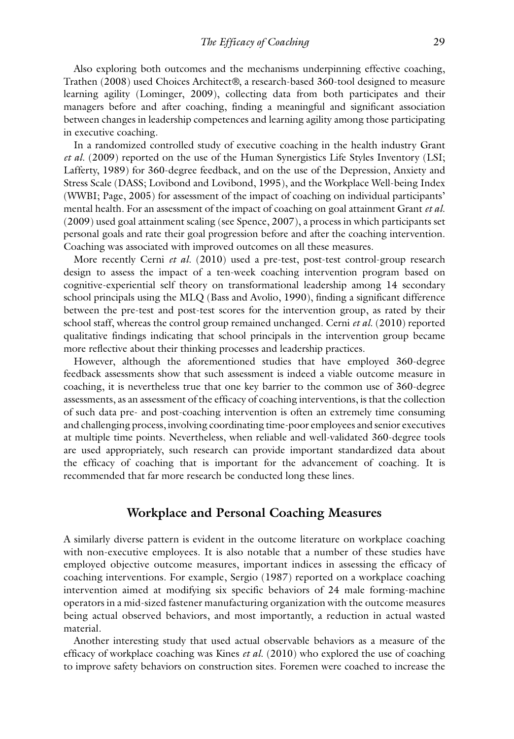Also exploring both outcomes and the mechanisms underpinning effective coaching, Trathen (2008) used Choices Architect®, a research-based 360-tool designed to measure learning agility (Lominger, 2009), collecting data from both participates and their managers before and after coaching, finding a meaningful and significant association between changes in leadership competences and learning agility among those participating in executive coaching.

In a randomized controlled study of executive coaching in the health industry Grant *et al.* (2009) reported on the use of the Human Synergistics Life Styles Inventory (LSI; Lafferty, 1989) for 360-degree feedback, and on the use of the Depression, Anxiety and Stress Scale (DASS; Lovibond and Lovibond, 1995), and the Workplace Well-being Index (WWBI; Page, 2005) for assessment of the impact of coaching on individual participants' mental health. For an assessment of the impact of coaching on goal attainment Grant *et al.* (2009) used goal attainment scaling (see Spence, 2007), a process in which participants set personal goals and rate their goal progression before and after the coaching intervention. Coaching was associated with improved outcomes on all these measures.

More recently Cerni *et al.* (2010) used a pre-test, post-test control-group research design to assess the impact of a ten-week coaching intervention program based on cognitive-experiential self theory on transformational leadership among 14 secondary school principals using the MLQ (Bass and Avolio, 1990), finding a significant difference between the pre-test and post-test scores for the intervention group, as rated by their school staff, whereas the control group remained unchanged. Cerni *et al.* (2010) reported qualitative findings indicating that school principals in the intervention group became more reflective about their thinking processes and leadership practices.

However, although the aforementioned studies that have employed 360-degree feedback assessments show that such assessment is indeed a viable outcome measure in coaching, it is nevertheless true that one key barrier to the common use of 360-degree assessments, as an assessment of the efficacy of coaching interventions, is that the collection of such data pre- and post-coaching intervention is often an extremely time consuming and challenging process, involving coordinating time-poor employees and senior executives at multiple time points. Nevertheless, when reliable and well-validated 360-degree tools are used appropriately, such research can provide important standardized data about the efficacy of coaching that is important for the advancement of coaching. It is recommended that far more research be conducted long these lines.

## Workplace and Personal Coaching Measures

A similarly diverse pattern is evident in the outcome literature on workplace coaching with non-executive employees. It is also notable that a number of these studies have employed objective outcome measures, important indices in assessing the efficacy of coaching interventions. For example, Sergio (1987) reported on a workplace coaching intervention aimed at modifying six specific behaviors of 24 male forming-machine operators in a mid-sized fastener manufacturing organization with the outcome measures being actual observed behaviors, and most importantly, a reduction in actual wasted material.

Another interesting study that used actual observable behaviors as a measure of the efficacy of workplace coaching was Kines *et al.* (2010) who explored the use of coaching to improve safety behaviors on construction sites. Foremen were coached to increase the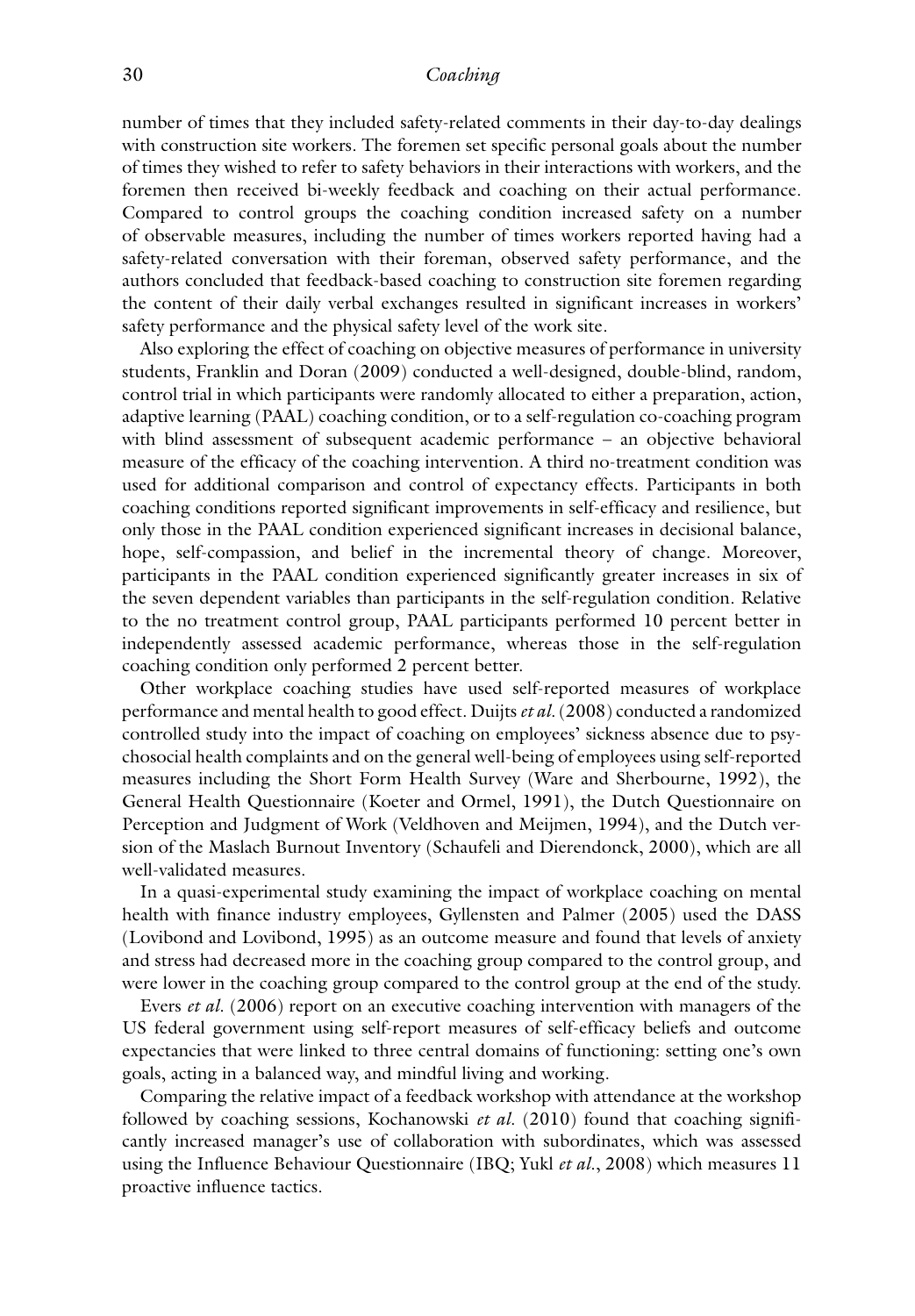number of times that they included safety-related comments in their day-to-day dealings with construction site workers. The foremen set specific personal goals about the number of times they wished to refer to safety behaviors in their interactions with workers, and the foremen then received bi-weekly feedback and coaching on their actual performance. Compared to control groups the coaching condition increased safety on a number of observable measures, including the number of times workers reported having had a safety-related conversation with their foreman, observed safety performance, and the authors concluded that feedback-based coaching to construction site foremen regarding the content of their daily verbal exchanges resulted in significant increases in workers' safety performance and the physical safety level of the work site.

Also exploring the effect of coaching on objective measures of performance in university students, Franklin and Doran (2009) conducted a well-designed, double-blind, random, control trial in which participants were randomly allocated to either a preparation, action, adaptive learning (PAAL) coaching condition, or to a self-regulation co-coaching program with blind assessment of subsequent academic performance – an objective behavioral measure of the efficacy of the coaching intervention. A third no-treatment condition was used for additional comparison and control of expectancy effects. Participants in both coaching conditions reported significant improvements in self-efficacy and resilience, but only those in the PAAL condition experienced significant increases in decisional balance, hope, self-compassion, and belief in the incremental theory of change. Moreover, participants in the PAAL condition experienced significantly greater increases in six of the seven dependent variables than participants in the self-regulation condition. Relative to the no treatment control group, PAAL participants performed 10 percent better in independently assessed academic performance, whereas those in the self-regulation coaching condition only performed 2 percent better.

Other workplace coaching studies have used self-reported measures of workplace performance and mental health to good effect. Duijts *et al.* (2008) conducted a randomized controlled study into the impact of coaching on employees' sickness absence due to psychosocial health complaints and on the general well-being of employees using self-reported measures including the Short Form Health Survey (Ware and Sherbourne, 1992), the General Health Questionnaire (Koeter and Ormel, 1991), the Dutch Questionnaire on Perception and Judgment of Work (Veldhoven and Meijmen, 1994), and the Dutch version of the Maslach Burnout Inventory (Schaufeli and Dierendonck, 2000), which are all well-validated measures.

In a quasi-experimental study examining the impact of workplace coaching on mental health with finance industry employees, Gyllensten and Palmer (2005) used the DASS (Lovibond and Lovibond, 1995) as an outcome measure and found that levels of anxiety and stress had decreased more in the coaching group compared to the control group, and were lower in the coaching group compared to the control group at the end of the study.

Evers *et al.* (2006) report on an executive coaching intervention with managers of the US federal government using self-report measures of self-efficacy beliefs and outcome expectancies that were linked to three central domains of functioning: setting one's own goals, acting in a balanced way, and mindful living and working.

Comparing the relative impact of a feedback workshop with attendance at the workshop followed by coaching sessions, Kochanowski *et al.* (2010) found that coaching significantly increased manager's use of collaboration with subordinates, which was assessed using the Influence Behaviour Questionnaire (IBQ; Yukl *et al.*, 2008) which measures 11 proactive influence tactics.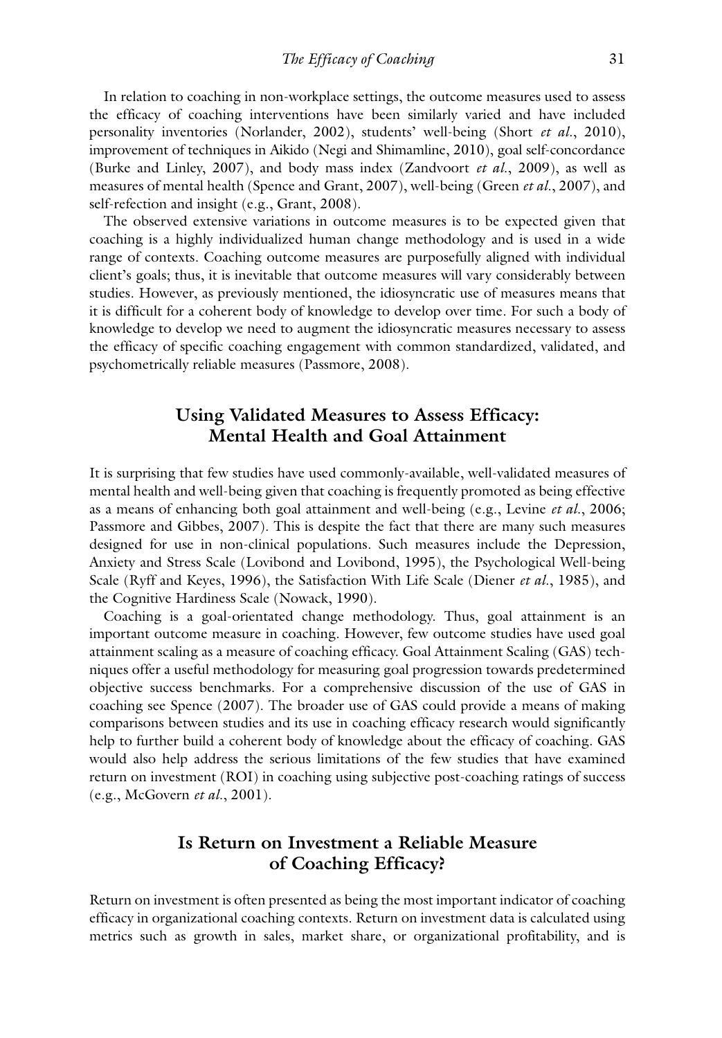In relation to coaching in non-workplace settings, the outcome measures used to assess the efficacy of coaching interventions have been similarly varied and have included personality inventories (Norlander, 2002), students' well-being (Short *et al.*, 2010), improvement of techniques in Aikido (Negi and Shimamline, 2010), goal self-concordance (Burke and Linley, 2007), and body mass index (Zandvoort *et al.*, 2009), as well as measures of mental health (Spence and Grant, 2007), well-being (Green *et al.*, 2007), and self-refection and insight (e.g., Grant, 2008).

The observed extensive variations in outcome measures is to be expected given that coaching is a highly individualized human change methodology and is used in a wide range of contexts. Coaching outcome measures are purposefully aligned with individual client's goals; thus, it is inevitable that outcome measures will vary considerably between studies. However, as previously mentioned, the idiosyncratic use of measures means that it is difficult for a coherent body of knowledge to develop over time. For such a body of knowledge to develop we need to augment the idiosyncratic measures necessary to assess the efficacy of specific coaching engagement with common standardized, validated, and psychometrically reliable measures (Passmore, 2008).

## Using Validated Measures to Assess Efficacy: Mental Health and Goal Attainment

It is surprising that few studies have used commonly-available, well-validated measures of mental health and well-being given that coaching is frequently promoted as being effective as a means of enhancing both goal attainment and well-being (e.g., Levine *et al.*, 2006; Passmore and Gibbes, 2007). This is despite the fact that there are many such measures designed for use in non-clinical populations. Such measures include the Depression, Anxiety and Stress Scale (Lovibond and Lovibond, 1995), the Psychological Well-being Scale (Ryff and Keyes, 1996), the Satisfaction With Life Scale (Diener *et al.*, 1985), and the Cognitive Hardiness Scale (Nowack, 1990).

Coaching is a goal-orientated change methodology. Thus, goal attainment is an important outcome measure in coaching. However, few outcome studies have used goal attainment scaling as a measure of coaching efficacy. Goal Attainment Scaling (GAS) techniques offer a useful methodology for measuring goal progression towards predetermined objective success benchmarks. For a comprehensive discussion of the use of GAS in coaching see Spence (2007). The broader use of GAS could provide a means of making comparisons between studies and its use in coaching efficacy research would significantly help to further build a coherent body of knowledge about the efficacy of coaching. GAS would also help address the serious limitations of the few studies that have examined return on investment (ROI) in coaching using subjective post-coaching ratings of success (e.g., McGovern *et al.*, 2001).

## Is Return on Investment a Reliable Measure of Coaching Efficacy?

Return on investment is often presented as being the most important indicator of coaching efficacy in organizational coaching contexts. Return on investment data is calculated using metrics such as growth in sales, market share, or organizational profitability, and is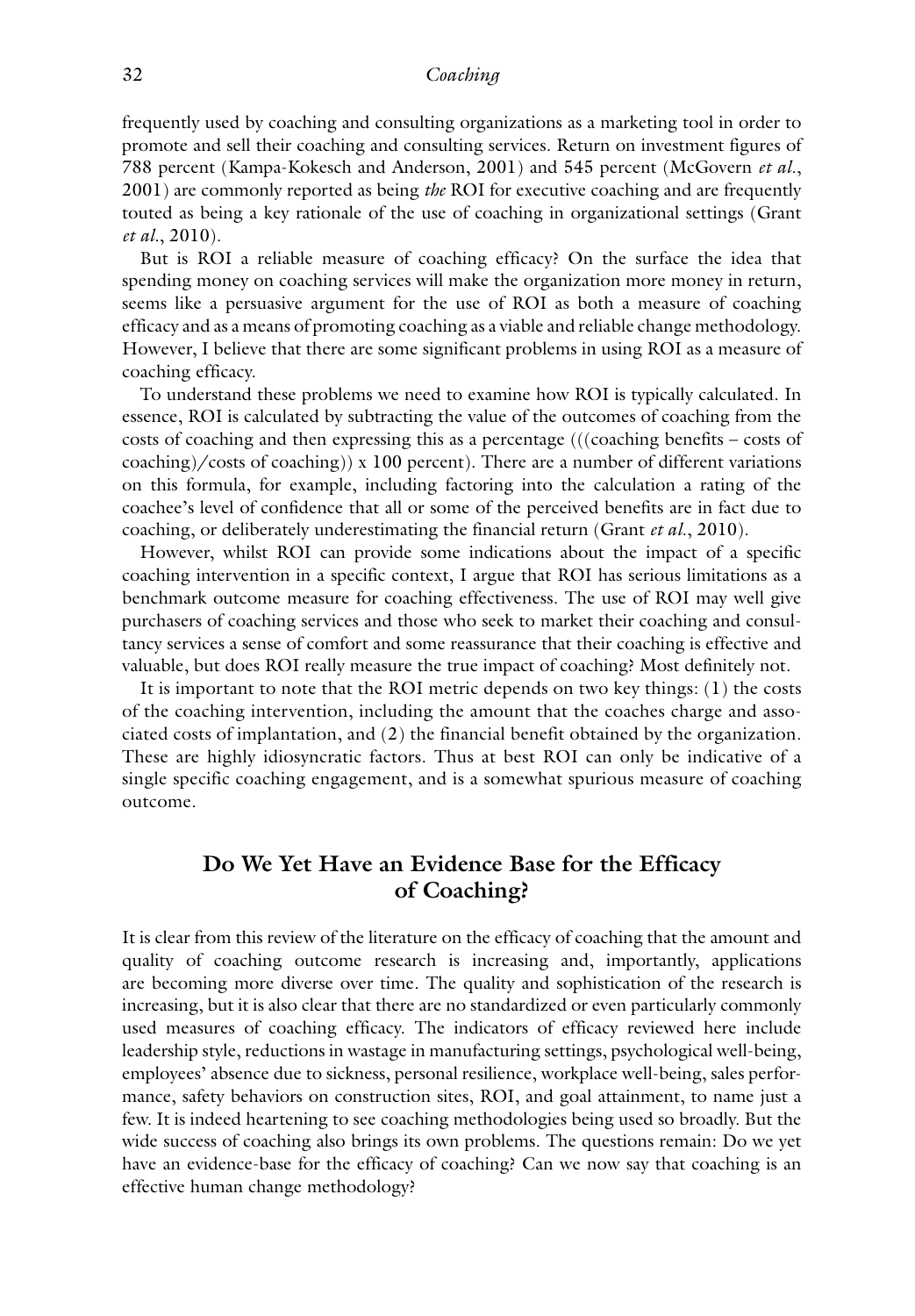frequently used by coaching and consulting organizations as a marketing tool in order to promote and sell their coaching and consulting services. Return on investment figures of 788 percent (Kampa-Kokesch and Anderson, 2001) and 545 percent (McGovern *et al.*, 2001) are commonly reported as being *the* ROI for executive coaching and are frequently touted as being a key rationale of the use of coaching in organizational settings (Grant *et al.*, 2010).

But is ROI a reliable measure of coaching efficacy? On the surface the idea that spending money on coaching services will make the organization more money in return, seems like a persuasive argument for the use of ROI as both a measure of coaching efficacy and as a means of promoting coaching as a viable and reliable change methodology. However, I believe that there are some significant problems in using ROI as a measure of coaching efficacy.

To understand these problems we need to examine how ROI is typically calculated. In essence, ROI is calculated by subtracting the value of the outcomes of coaching from the costs of coaching and then expressing this as a percentage (((coaching benefits – costs of coaching)/costs of coaching)) x 100 percent). There are a number of different variations on this formula, for example, including factoring into the calculation a rating of the coachee's level of confidence that all or some of the perceived benefits are in fact due to coaching, or deliberately underestimating the financial return (Grant *et al.*, 2010).

However, whilst ROI can provide some indications about the impact of a specific coaching intervention in a specific context, I argue that ROI has serious limitations as a benchmark outcome measure for coaching effectiveness. The use of ROI may well give purchasers of coaching services and those who seek to market their coaching and consultancy services a sense of comfort and some reassurance that their coaching is effective and valuable, but does ROI really measure the true impact of coaching? Most definitely not.

It is important to note that the ROI metric depends on two key things: (1) the costs of the coaching intervention, including the amount that the coaches charge and associated costs of implantation, and (2) the financial benefit obtained by the organization. These are highly idiosyncratic factors. Thus at best ROI can only be indicative of a single specific coaching engagement, and is a somewhat spurious measure of coaching outcome.

## Do We Yet Have an Evidence Base for the Efficacy of Coaching?

It is clear from this review of the literature on the efficacy of coaching that the amount and quality of coaching outcome research is increasing and, importantly, applications are becoming more diverse over time. The quality and sophistication of the research is increasing, but it is also clear that there are no standardized or even particularly commonly used measures of coaching efficacy. The indicators of efficacy reviewed here include leadership style, reductions in wastage in manufacturing settings, psychological well-being, employees' absence due to sickness, personal resilience, workplace well-being, sales performance, safety behaviors on construction sites, ROI, and goal attainment, to name just a few. It is indeed heartening to see coaching methodologies being used so broadly. But the wide success of coaching also brings its own problems. The questions remain: Do we yet have an evidence-base for the efficacy of coaching? Can we now say that coaching is an effective human change methodology?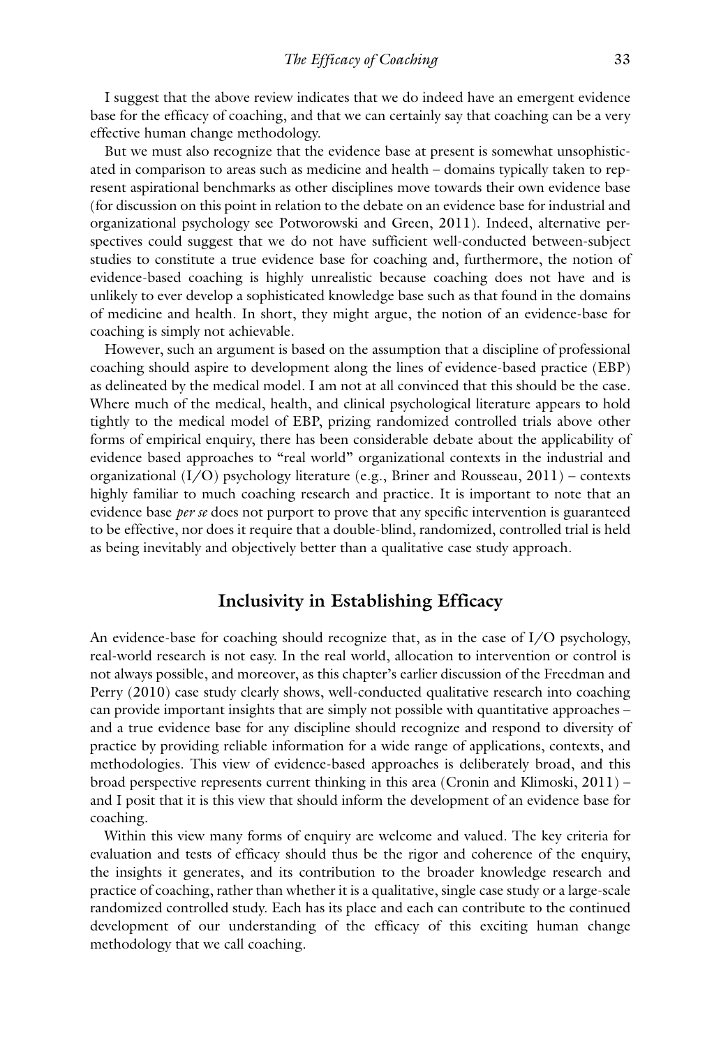I suggest that the above review indicates that we do indeed have an emergent evidence base for the efficacy of coaching, and that we can certainly say that coaching can be a very effective human change methodology.

But we must also recognize that the evidence base at present is somewhat unsophisticated in comparison to areas such as medicine and health – domains typically taken to represent aspirational benchmarks as other disciplines move towards their own evidence base (for discussion on this point in relation to the debate on an evidence base for industrial and organizational psychology see Potworowski and Green, 2011). Indeed, alternative perspectives could suggest that we do not have sufficient well-conducted between-subject studies to constitute a true evidence base for coaching and, furthermore, the notion of evidence-based coaching is highly unrealistic because coaching does not have and is unlikely to ever develop a sophisticated knowledge base such as that found in the domains of medicine and health. In short, they might argue, the notion of an evidence-base for coaching is simply not achievable.

However, such an argument is based on the assumption that a discipline of professional coaching should aspire to development along the lines of evidence-based practice (EBP) as delineated by the medical model. I am not at all convinced that this should be the case. Where much of the medical, health, and clinical psychological literature appears to hold tightly to the medical model of EBP, prizing randomized controlled trials above other forms of empirical enquiry, there has been considerable debate about the applicability of evidence based approaches to "real world" organizational contexts in the industrial and organizational (I/O) psychology literature (e.g., Briner and Rousseau, 2011) – contexts highly familiar to much coaching research and practice. It is important to note that an evidence base *per se* does not purport to prove that any specific intervention is guaranteed to be effective, nor does it require that a double-blind, randomized, controlled trial is held as being inevitably and objectively better than a qualitative case study approach.

## Inclusivity in Establishing Efficacy

An evidence-base for coaching should recognize that, as in the case of I/O psychology, real-world research is not easy. In the real world, allocation to intervention or control is not always possible, and moreover, as this chapter's earlier discussion of the Freedman and Perry (2010) case study clearly shows, well-conducted qualitative research into coaching can provide important insights that are simply not possible with quantitative approaches – and a true evidence base for any discipline should recognize and respond to diversity of practice by providing reliable information for a wide range of applications, contexts, and methodologies. This view of evidence-based approaches is deliberately broad, and this broad perspective represents current thinking in this area (Cronin and Klimoski, 2011) – and I posit that it is this view that should inform the development of an evidence base for coaching.

Within this view many forms of enquiry are welcome and valued. The key criteria for evaluation and tests of efficacy should thus be the rigor and coherence of the enquiry, the insights it generates, and its contribution to the broader knowledge research and practice of coaching, rather than whether it is a qualitative, single case study or a large-scale randomized controlled study. Each has its place and each can contribute to the continued development of our understanding of the efficacy of this exciting human change methodology that we call coaching.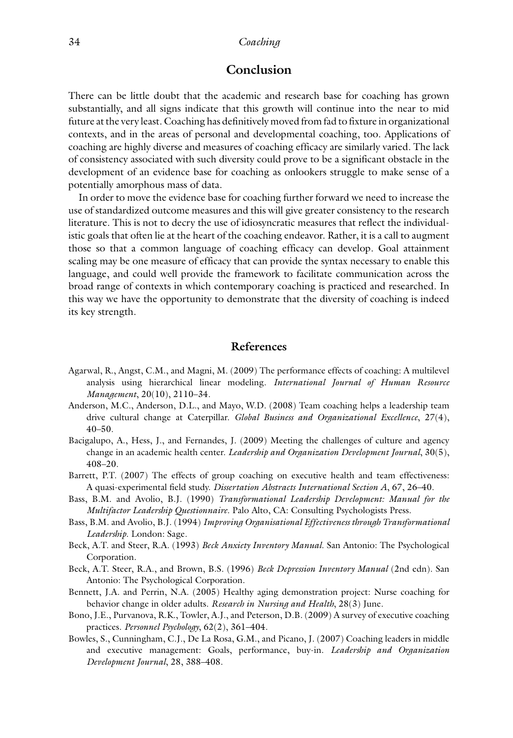## Conclusion

There can be little doubt that the academic and research base for coaching has grown substantially, and all signs indicate that this growth will continue into the near to mid future at the very least. Coaching has definitively moved from fad to fixture in organizational contexts, and in the areas of personal and developmental coaching, too. Applications of coaching are highly diverse and measures of coaching efficacy are similarly varied. The lack of consistency associated with such diversity could prove to be a significant obstacle in the development of an evidence base for coaching as onlookers struggle to make sense of a potentially amorphous mass of data.

In order to move the evidence base for coaching further forward we need to increase the use of standardized outcome measures and this will give greater consistency to the research literature. This is not to decry the use of idiosyncratic measures that reflect the individualistic goals that often lie at the heart of the coaching endeavor. Rather, it is a call to augment those so that a common language of coaching efficacy can develop. Goal attainment scaling may be one measure of efficacy that can provide the syntax necessary to enable this language, and could well provide the framework to facilitate communication across the broad range of contexts in which contemporary coaching is practiced and researched. In this way we have the opportunity to demonstrate that the diversity of coaching is indeed its key strength.

## References

Agarwal, R., Angst, C.M., and Magni, M. (2009) The performance effects of coaching: A multilevel analysis using hierarchical linear modeling. *International Journal of Human Resource Management*, 20(10), 2110–34.

Anderson, M.C., Anderson, D.L., and Mayo, W.D. (2008) Team coaching helps a leadership team drive cultural change at Caterpillar. *Global Business and Organizational Excellence*, 27(4), 40–50.

Bacigalupo, A., Hess, J., and Fernandes, J. (2009) Meeting the challenges of culture and agency change in an academic health center. *Leadership and Organization Development Journal*, 30(5), 408–20.

Barrett, P.T. (2007) The effects of group coaching on executive health and team effectiveness: A quasi-experimental field study. *Dissertation Abstracts International Section A*, 67, 26–40.

Bass, B.M. and Avolio, B.J. (1990) *Transformational Leadership Development: Manual for the Multifactor Leadership Questionnaire*. Palo Alto, CA: Consulting Psychologists Press.

Bass, B.M. and Avolio, B.J. (1994) *Improving Organisational Effectiveness through Transformational Leadership*. London: Sage.

Beck, A.T. and Steer, R.A. (1993) *Beck Anxiety Inventory Manual*. San Antonio: The Psychological Corporation.

Beck, A.T. Steer, R.A., and Brown, B.S. (1996) *Beck Depression Inventory Manual* (2nd edn). San Antonio: The Psychological Corporation.

Bennett, J.A. and Perrin, N.A. (2005) Healthy aging demonstration project: Nurse coaching for behavior change in older adults. *Research in Nursing and Health*, 28(3) June.

Bono, J.E., Purvanova, R.K., Towler, A.J., and Peterson, D.B. (2009) A survey of executive coaching practices. *Personnel Psychology*, 62(2), 361–404.

Bowles, S., Cunningham, C.J., De La Rosa, G.M., and Picano, J. (2007) Coaching leaders in middle and executive management: Goals, performance, buy-in. *Leadership and Organization Development Journal*, 28, 388–408.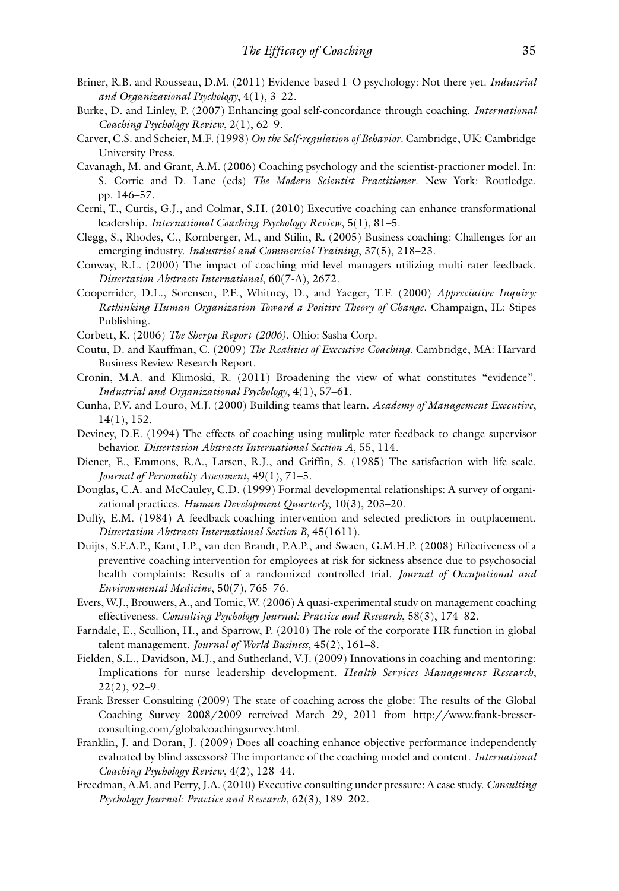Briner, R.B. and Rousseau, D.M. (2011) Evidence-based I–O psychology: Not there yet. *Industrial and Organizational Psychology*, 4(1), 3–22.

Burke, D. and Linley, P. (2007) Enhancing goal self-concordance through coaching. *International Coaching Psychology Review*, 2(1), 62–9.

Carver, C.S. and Scheier, M.F. (1998) *On the Self-regulation of Behavior*. Cambridge, UK: Cambridge University Press.

Cavanagh, M. and Grant, A.M. (2006) Coaching psychology and the scientist-practioner model. In: S. Corrie and D. Lane (eds) *The Modern Scientist Practitioner*. New York: Routledge. pp. 146–57.

Cerni, T., Curtis, G.J., and Colmar, S.H. (2010) Executive coaching can enhance transformational leadership. *International Coaching Psychology Review*, 5(1), 81–5.

Clegg, S., Rhodes, C., Kornberger, M., and Stilin, R. (2005) Business coaching: Challenges for an emerging industry. *Industrial and Commercial Training*, 37(5), 218–23.

Conway, R.L. (2000) The impact of coaching mid-level managers utilizing multi-rater feedback. *Dissertation Abstracts International*, 60(7-A), 2672.

Cooperrider, D.L., Sorensen, P.F., Whitney, D., and Yaeger, T.F. (2000) *Appreciative Inquiry: Rethinking Human Organization Toward a Positive Theory of Change*. Champaign, IL: Stipes Publishing.

Corbett, K. (2006) *The Sherpa Report (2006)*. Ohio: Sasha Corp.

Coutu, D. and Kauffman, C. (2009) *The Realities of Executive Coaching*. Cambridge, MA: Harvard Business Review Research Report.

Cronin, M.A. and Klimoski, R. (2011) Broadening the view of what constitutes "evidence". *Industrial and Organizational Psychology*, 4(1), 57–61.

Cunha, P.V. and Louro, M.J. (2000) Building teams that learn. *Academy of Management Executive*, 14(1), 152.

Deviney, D.E. (1994) The effects of coaching using mulitple rater feedback to change supervisor behavior. *Dissertation Abstracts International Section A*, 55, 114.

Diener, E., Emmons, R.A., Larsen, R.J., and Griffin, S. (1985) The satisfaction with life scale. *Journal of Personality Assessment*, 49(1), 71–5.

Douglas, C.A. and McCauley, C.D. (1999) Formal developmental relationships: A survey of organizational practices. *Human Development Quarterly*, 10(3), 203–20.

Duffy, E.M. (1984) A feedback-coaching intervention and selected predictors in outplacement. *Dissertation Abstracts International Section B*, 45(1611).

Duijts, S.F.A.P., Kant, I.P., van den Brandt, P.A.P., and Swaen, G.M.H.P. (2008) Effectiveness of a preventive coaching intervention for employees at risk for sickness absence due to psychosocial health complaints: Results of a randomized controlled trial. *Journal of Occupational and Environmental Medicine*, 50(7), 765–76.

Evers, W.J., Brouwers, A., and Tomic, W. (2006) A quasi-experimental study on management coaching effectiveness. *Consulting Psychology Journal: Practice and Research*, 58(3), 174–82.

Farndale, E., Scullion, H., and Sparrow, P. (2010) The role of the corporate HR function in global talent management. *Journal of World Business*, 45(2), 161–8.

Fielden, S.L., Davidson, M.J., and Sutherland, V.J. (2009) Innovations in coaching and mentoring: Implications for nurse leadership development. *Health Services Management Research*, 22(2), 92–9.

Frank Bresser Consulting (2009) The state of coaching across the globe: The results of the Global Coaching Survey 2008/2009 retreived March 29, 2011 from http://www.frank-bresser-consulting.com/globalcoachingsurvey.html.

Franklin, J. and Doran, J. (2009) Does all coaching enhance objective performance independently evaluated by blind assessors? The importance of the coaching model and content. *International Coaching Psychology Review*, 4(2), 128–44.

Freedman, A.M. and Perry, J.A. (2010) Executive consulting under pressure: A case study. *Consulting Psychology Journal: Practice and Research*, 62(3), 189–202.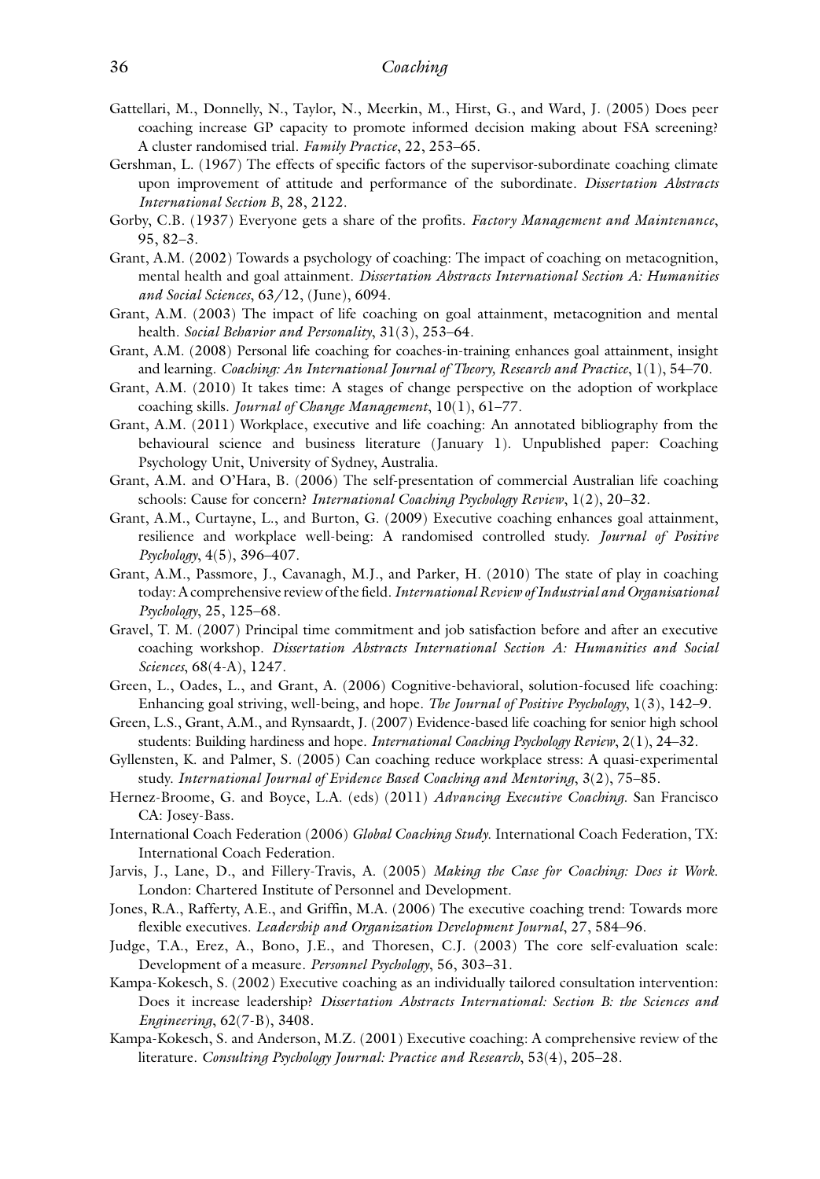Gattellari, M., Donnelly, N., Taylor, N., Meerkin, M., Hirst, G., and Ward, J. (2005) Does peer coaching increase GP capacity to promote informed decision making about FSA screening? A cluster randomised trial. *Family Practice*, 22, 253–65.

Gershman, L. (1967) The effects of specific factors of the supervisor-subordinate coaching climate upon improvement of attitude and performance of the subordinate. *Dissertation Abstracts International Section B*, 28, 2122.

Gorby, C.B. (1937) Everyone gets a share of the profits. *Factory Management and Maintenance*, 95, 82–3.

Grant, A.M. (2002) Towards a psychology of coaching: The impact of coaching on metacognition, mental health and goal attainment. *Dissertation Abstracts International Section A: Humanities and Social Sciences*, 63/12, (June), 6094.

Grant, A.M. (2003) The impact of life coaching on goal attainment, metacognition and mental health. *Social Behavior and Personality*, 31(3), 253–64.

Grant, A.M. (2008) Personal life coaching for coaches-in-training enhances goal attainment, insight and learning. *Coaching: An International Journal of Theory, Research and Practice*, 1(1), 54–70.

Grant, A.M. (2010) It takes time: A stages of change perspective on the adoption of workplace coaching skills. *Journal of Change Management*, 10(1), 61–77.

Grant, A.M. (2011) Workplace, executive and life coaching: An annotated bibliography from the behavioural science and business literature (January 1). Unpublished paper: Coaching Psychology Unit, University of Sydney, Australia.

Grant, A.M. and O'Hara, B. (2006) The self-presentation of commercial Australian life coaching schools: Cause for concern? *International Coaching Psychology Review*, 1(2), 20–32.

Grant, A.M., Curtayne, L., and Burton, G. (2009) Executive coaching enhances goal attainment, resilience and workplace well-being: A randomised controlled study. *Journal of Positive Psychology*, 4(5), 396–407.

Grant, A.M., Passmore, J., Cavanagh, M.J., and Parker, H. (2010) The state of play in coaching today: A comprehensive review of the field. *International Review of Industrial and Organisational Psychology*, 25, 125–68.

Gravel, T. M. (2007) Principal time commitment and job satisfaction before and after an executive coaching workshop. *Dissertation Abstracts International Section A: Humanities and Social Sciences*, 68(4-A), 1247.

Green, L., Oades, L., and Grant, A. (2006) Cognitive-behavioral, solution-focused life coaching: Enhancing goal striving, well-being, and hope. *The Journal of Positive Psychology*, 1(3), 142–9.

Green, L.S., Grant, A.M., and Rynsaardt, J. (2007) Evidence-based life coaching for senior high school students: Building hardiness and hope. *International Coaching Psychology Review*, 2(1), 24–32.

Gyllensten, K. and Palmer, S. (2005) Can coaching reduce workplace stress: A quasi-experimental study. *International Journal of Evidence Based Coaching and Mentoring*, 3(2), 75–85.

Hernez-Broome, G. and Boyce, L.A. (eds) (2011) *Advancing Executive Coaching*. San Francisco CA: Josey-Bass.

International Coach Federation (2006) *Global Coaching Study*. International Coach Federation, TX: International Coach Federation.

Jarvis, J., Lane, D., and Fillery-Travis, A. (2005) *Making the Case for Coaching: Does it Work*. London: Chartered Institute of Personnel and Development.

Jones, R.A., Rafferty, A.E., and Griffin, M.A. (2006) The executive coaching trend: Towards more flexible executives. *Leadership and Organization Development Journal*, 27, 584–96.

Judge, T.A., Erez, A., Bono, J.E., and Thoresen, C.J. (2003) The core self-evaluation scale: Development of a measure. *Personnel Psychology*, 56, 303–31.

Kampa-Kokesch, S. (2002) Executive coaching as an individually tailored consultation intervention: Does it increase leadership? *Dissertation Abstracts International: Section B: the Sciences and Engineering*, 62(7-B), 3408.

Kampa-Kokesch, S. and Anderson, M.Z. (2001) Executive coaching: A comprehensive review of the literature. *Consulting Psychology Journal: Practice and Research*, 53(4), 205–28.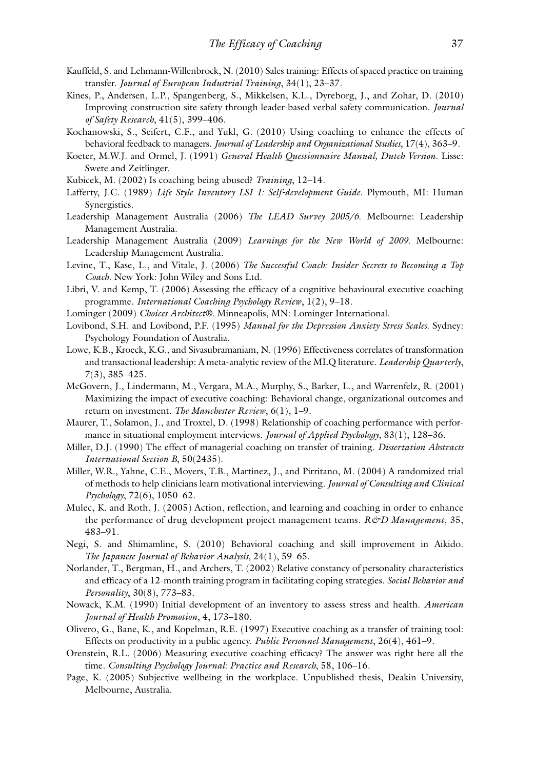Kauffeld, S. and Lehmann-Willenbrock, N. (2010) Sales training: Effects of spaced practice on training transfer. *Journal of European Industrial Training*, 34(1), 23–37.

Kines, P., Andersen, L.P., Spangenberg, S., Mikkelsen, K.L., Dyreborg, J., and Zohar, D. (2010) Improving construction site safety through leader-based verbal safety communication. *Journal of Safety Research*, 41(5), 399–406.

Kochanowski, S., Seifert, C.F., and Yukl, G. (2010) Using coaching to enhance the effects of behavioral feedback to managers. *Journal of Leadership and Organizational Studies*, 17(4), 363–9.

Koeter, M.W.J. and Ormel, J. (1991) *General Health Questionnaire Manual, Dutch Version*. Lisse: Swete and Zeitlinger.

Kubicek, M. (2002) Is coaching being abused? *Training*, 12–14.

Lafferty, J.C. (1989) *Life Style Inventory LSI 1: Self-development Guide*. Plymouth, MI: Human Synergistics.

Leadership Management Australia (2006) *The LEAD Survey 2005/6*. Melbourne: Leadership Management Australia.

Leadership Management Australia (2009) *Learnings for the New World of 2009*. Melbourne: Leadership Management Australia.

Levine, T., Kase, L., and Vitale, J. (2006) *The Successful Coach: Insider Secrets to Becoming a Top Coach*. New York: John Wiley and Sons Ltd.

Libri, V. and Kemp, T. (2006) Assessing the efficacy of a cognitive behavioural executive coaching programme. *International Coaching Psychology Review*, 1(2), 9–18.

Lominger (2009) *Choices Architect®*. Minneapolis, MN: Lominger International.

Lovibond, S.H. and Lovibond, P.F. (1995) *Manual for the Depression Anxiety Stress Scales*. Sydney: Psychology Foundation of Australia.

Lowe, K.B., Kroeck, K.G., and Sivasubramaniam, N. (1996) Effectiveness correlates of transformation and transactional leadership: A meta-analytic review of the MLQ literature. *Leadership Quarterly*, 7(3), 385–425.

McGovern, J., Lindermann, M., Vergara, M.A., Murphy, S., Barker, L., and Warrenfelz, R. (2001) Maximizing the impact of executive coaching: Behavioral change, organizational outcomes and return on investment. *The Manchester Review*, 6(1), 1–9.

Maurer, T., Solamon, J., and Troxtel, D. (1998) Relationship of coaching performance with performance in situational employment interviews. *Journal of Applied Psychology*, 83(1), 128–36.

Miller, D.J. (1990) The effect of managerial coaching on transfer of training. *Dissertation Abstracts International Section B*, 50(2435).

Miller, W.R., Yahne, C.E., Moyers, T.B., Martinez, J., and Pirritano, M. (2004) A randomized trial of methods to help clinicians learn motivational interviewing. *Journal of Consulting and Clinical Psychology*, 72(6), 1050–62.

Mulec, K. and Roth, J. (2005) Action, reflection, and learning and coaching in order to enhance the performance of drug development project management teams. *R&D Management*, 35, 483–91.

Negi, S. and Shimamline, S. (2010) Behavioral coaching and skill improvement in Aikido. *The Japanese Journal of Behavior Analysis*, 24(1), 59–65.

Norlander, T., Bergman, H., and Archers, T. (2002) Relative constancy of personality characteristics and efficacy of a 12-month training program in facilitating coping strategies. *Social Behavior and Personality*, 30(8), 773–83.

Nowack, K.M. (1990) Initial development of an inventory to assess stress and health. *American Journal of Health Promotion*, 4, 173–180.

Olivero, G., Bane, K., and Kopelman, R.E. (1997) Executive coaching as a transfer of training tool: Effects on productivity in a public agency. *Public Personnel Management*, 26(4), 461–9.

Orenstein, R.L. (2006) Measuring executive coaching efficacy? The answer was right here all the time. *Consulting Psychology Journal: Practice and Research*, 58, 106–16.

Page, K. (2005) Subjective wellbeing in the workplace. Unpublished thesis, Deakin University, Melbourne, Australia.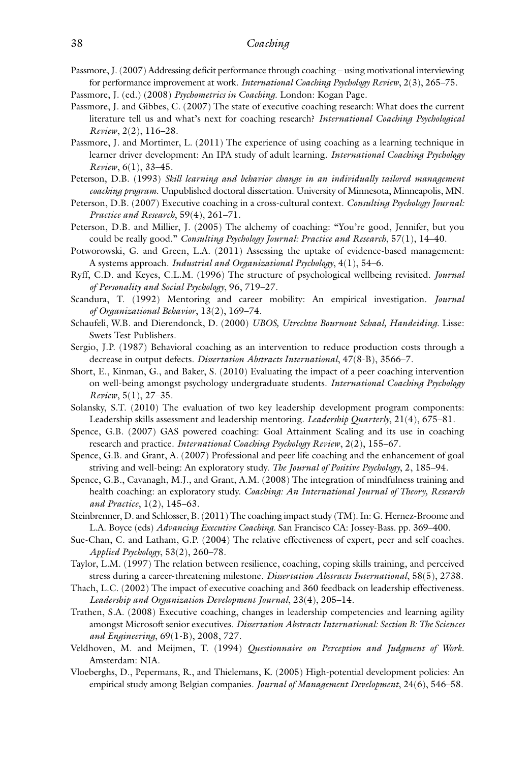Passmore, J. (2007) Addressing deficit performance through coaching – using motivational interviewing for performance improvement at work. *International Coaching Psychology Review*, 2(3), 265–75.

Passmore, J. (ed.) (2008) *Psychometrics in Coaching*. London: Kogan Page.

Passmore, J. and Gibbes, C. (2007) The state of executive coaching research: What does the current literature tell us and what's next for coaching research? *International Coaching Psychological Review*, 2(2), 116–28.

Passmore, J. and Mortimer, L. (2011) The experience of using coaching as a learning technique in learner driver development: An IPA study of adult learning. *International Coaching Psychology Review*, 6(1), 33–45.

Peterson, D.B. (1993) *Skill learning and behavior change in an individually tailored management coaching program*. Unpublished doctoral dissertation. University of Minnesota, Minneapolis, MN.

Peterson, D.B. (2007) Executive coaching in a cross-cultural context. *Consulting Psychology Journal: Practice and Research*, 59(4), 261–71.

Peterson, D.B. and Millier, J. (2005) The alchemy of coaching: "You're good, Jennifer, but you could be really good." *Consulting Psychology Journal: Practice and Research*, 57(1), 14–40.

Potworowski, G. and Green, L.A. (2011) Assessing the uptake of evidence-based management: A systems approach. *Industrial and Organizational Psychology*, 4(1), 54–6.

Ryff, C.D. and Keyes, C.L.M. (1996) The structure of psychological wellbeing revisited. *Journal of Personality and Social Psychology*, 96, 719–27.

Scandura, T. (1992) Mentoring and career mobility: An empirical investigation. *Journal of Organizational Behavior*, 13(2), 169–74.

Schaufeli, W.B. and Dierendonck, D. (2000) *UBOS, Utrechtse Bournout Schaal, Handeiding*. Lisse: Swets Test Publishers.

Sergio, J.P. (1987) Behavioral coaching as an intervention to reduce production costs through a decrease in output defects. *Dissertation Abstracts International*, 47(8-B), 3566–7.

Short, E., Kinman, G., and Baker, S. (2010) Evaluating the impact of a peer coaching intervention on well-being amongst psychology undergraduate students. *International Coaching Psychology Review*, 5(1), 27–35.

Solansky, S.T. (2010) The evaluation of two key leadership development program components: Leadership skills assessment and leadership mentoring. *Leadership Quarterly*, 21(4), 675–81.

Spence, G.B. (2007) GAS powered coaching: Goal Attainment Scaling and its use in coaching research and practice. *International Coaching Psychology Review*, 2(2), 155–67.

Spence, G.B. and Grant, A. (2007) Professional and peer life coaching and the enhancement of goal striving and well-being: An exploratory study. *The Journal of Positive Psychology*, 2, 185–94.

Spence, G.B., Cavanagh, M.J., and Grant, A.M. (2008) The integration of mindfulness training and health coaching: an exploratory study. *Coaching: An International Journal of Theory, Research and Practice*, 1(2), 145–63.

Steinbrenner, D. and Schlosser, B. (2011) The coaching impact study (TM). In: G. Hernez-Broome and L.A. Boyce (eds) *Advancing Executive Coaching*. San Francisco CA: Jossey-Bass. pp. 369–400.

Sue-Chan, C. and Latham, G.P. (2004) The relative effectiveness of expert, peer and self coaches. *Applied Psychology*, 53(2), 260–78.

Taylor, L.M. (1997) The relation between resilience, coaching, coping skills training, and perceived stress during a career-threatening milestone. *Dissertation Abstracts International*, 58(5), 2738.

Thach, L.C. (2002) The impact of executive coaching and 360 feedback on leadership effectiveness. *Leadership and Organization Development Journal*, 23(4), 205–14.

Trathen, S.A. (2008) Executive coaching, changes in leadership competencies and learning agility amongst Microsoft senior executives. *Dissertation Abstracts International: Section B: The Sciences and Engineering*, 69(1-B), 2008, 727.

Veldhoven, M. and Meijmen, T. (1994) *Questionnaire on Perception and Judgment of Work*. Amsterdam: NIA.

Vloeberghs, D., Pepermans, R., and Thielemans, K. (2005) High-potential development policies: An empirical study among Belgian companies. *Journal of Management Development*, 24(6), 546–58.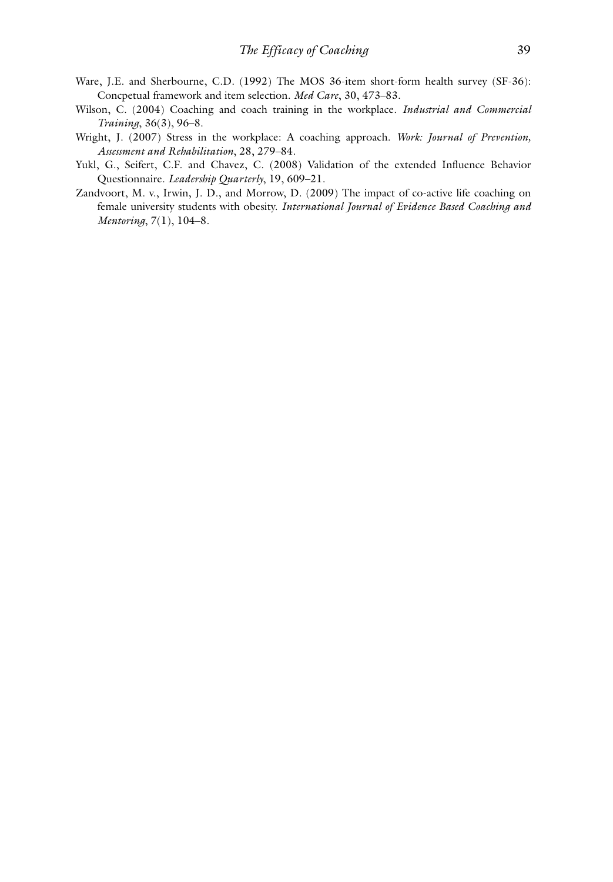Ware, J.E. and Sherbourne, C.D. (1992) The MOS 36-item short-form health survey (SF-36): Concpetual framework and item selection. *Med Care*, 30, 473–83.

Wilson, C. (2004) Coaching and coach training in the workplace. *Industrial and Commercial Training*, 36(3), 96–8.

Wright, J. (2007) Stress in the workplace: A coaching approach. *Work: Journal of Prevention, Assessment and Rehabilitation*, 28, 279–84.

Yukl, G., Seifert, C.F. and Chavez, C. (2008) Validation of the extended Influence Behavior Questionnaire. *Leadership Quarterly*, 19, 609–21.

Zandvoort, M. v., Irwin, J. D., and Morrow, D. (2009) The impact of co-active life coaching on female university students with obesity. *International Journal of Evidence Based Coaching and Mentoring*, 7(1), 104–8.